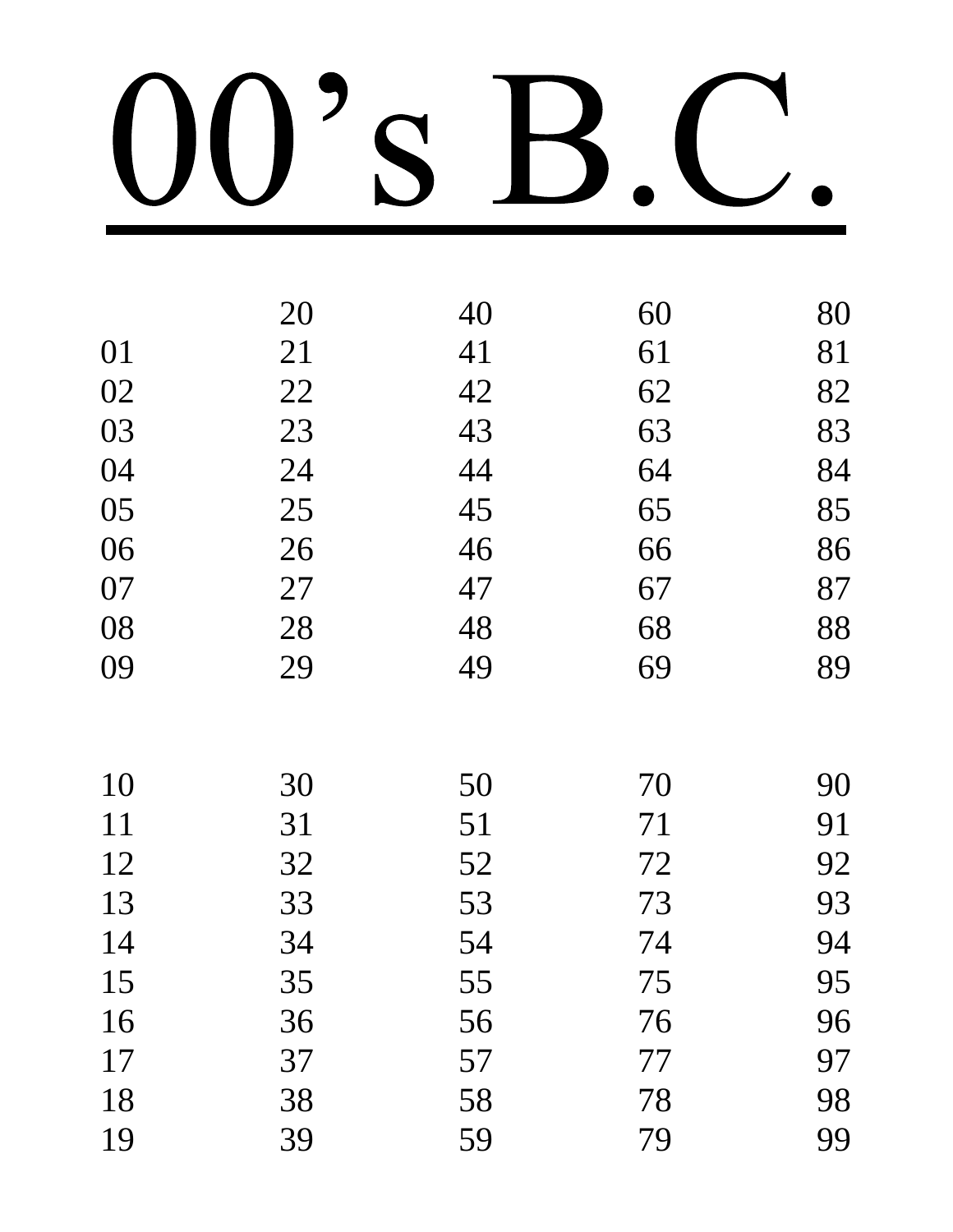# 00's B.C.

| | | | | |
|---|---|---|---|---|
| | 20 | 40 | 60 | 80 |
| 01 | 21 | 41 | 61 | 81 |
| 02 | 22 | 42 | 62 | 82 |
| 03 | 23 | 43 | 63 | 83 |
| 04 | 24 | 44 | 64 | 84 |
| 05 | 25 | 45 | 65 | 85 |
| 06 | 26 | 46 | 66 | 86 |
| 07 | 27 | 47 | 67 | 87 |
| 08 | 28 | 48 | 68 | 88 |
| 09 | 29 | 49 | 69 | 89 |

| | | | | |
|---|---|---|---|---|
| 10 | 30 | 50 | 70 | 90 |
| 11 | 31 | 51 | 71 | 91 |
| 12 | 32 | 52 | 72 | 92 |
| 13 | 33 | 53 | 73 | 93 |
| 14 | 34 | 54 | 74 | 94 |
| 15 | 35 | 55 | 75 | 95 |
| 16 | 36 | 56 | 76 | 96 |
| 17 | 37 | 57 | 77 | 97 |
| 18 | 38 | 58 | 78 | 98 |
| 19 | 39 | 59 | 79 | 99 |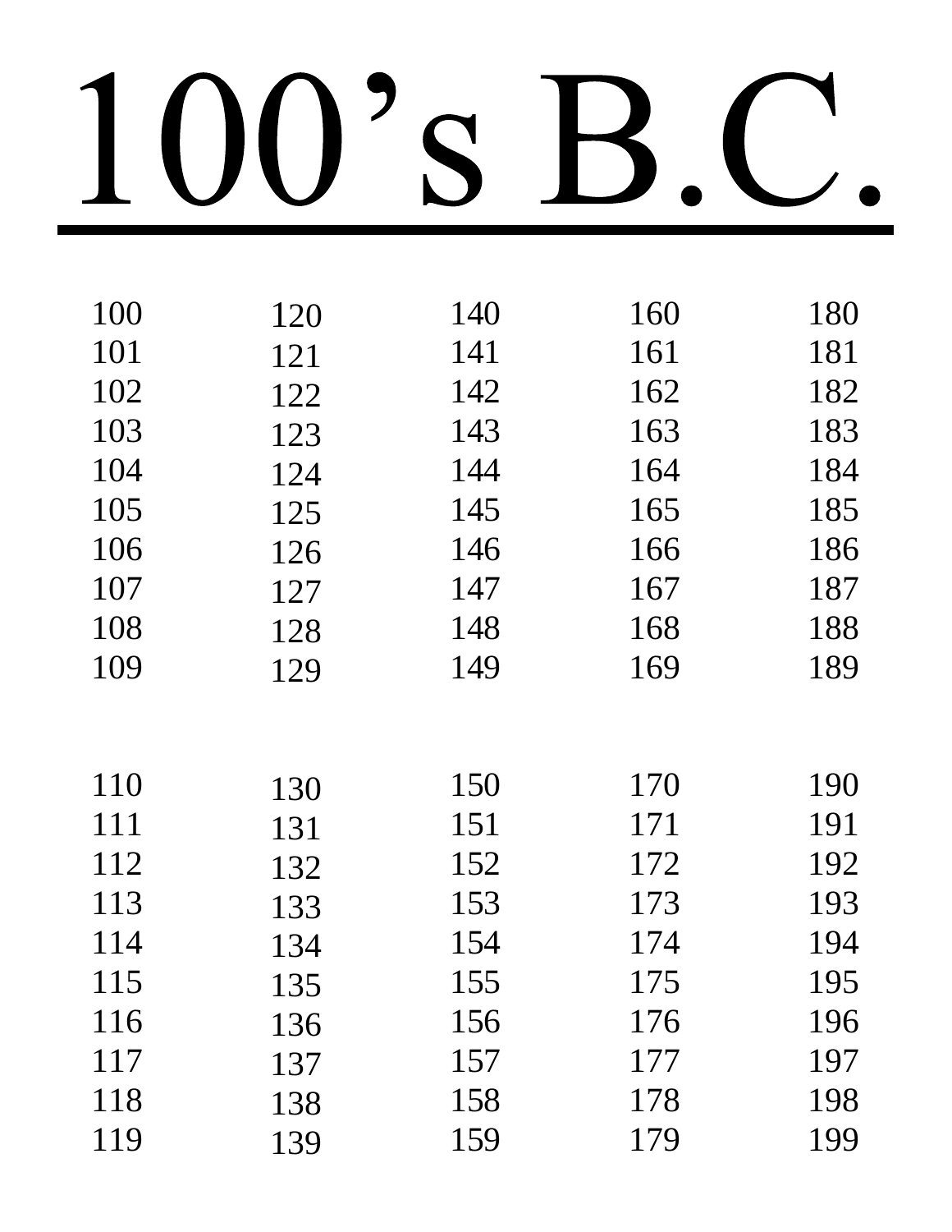# 100's B.C.

100
101
102
103
104
105
106
107
108
109

110
111
112
113
114
115
116
117
118
119

120
121
122
123
124
125
126
127
128
129

130
131
132
133
134
135
136
137
138
139

140
141
142
143
144
145
146
147
148
149

150
151
152
153
154
155
156
157
158
159

160
161
162
163
164
165
166
167
168
169

170
171
172
173
174
175
176
177
178
179

180
181
182
183
184
185
186
187
188
189

190
191
192
193
194
195
196
197
198
199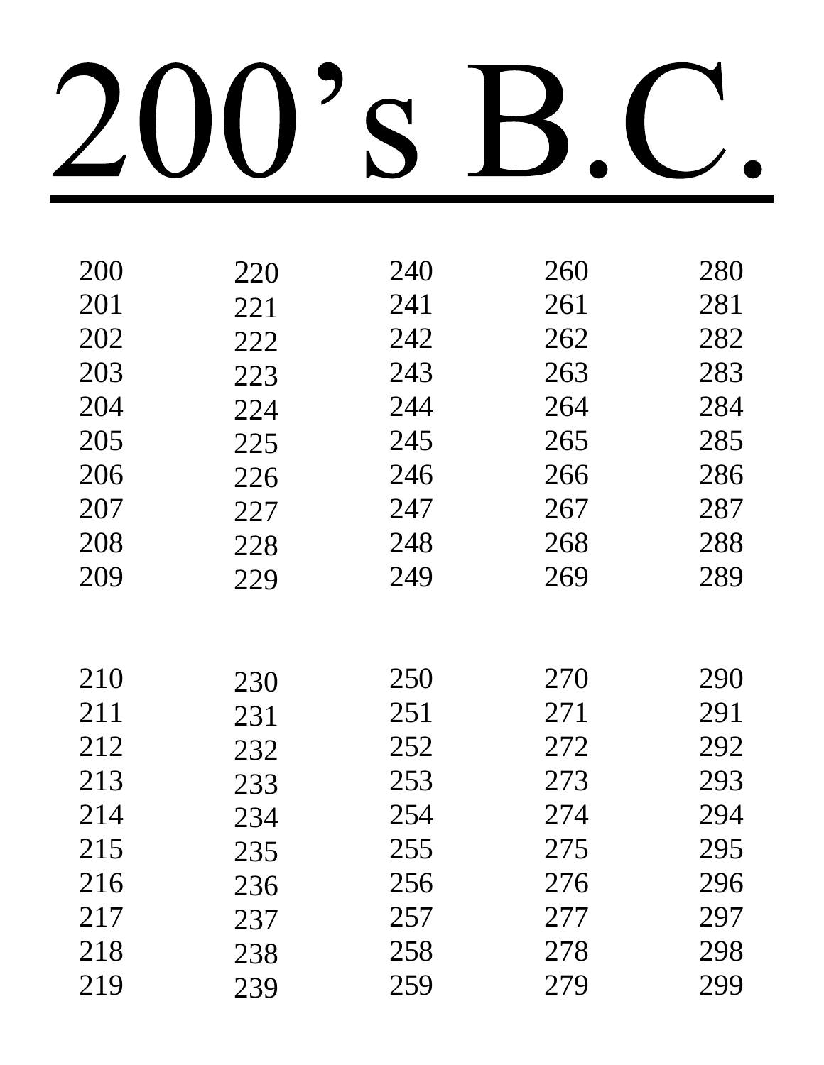# 200's B.C.

200
201
202
203
204
205
206
207
208
209

210
211
212
213
214
215
216
217
218
219

220
221
222
223
224
225
226
227
228
229

230
231
232
233
234
235
236
237
238
239

240
241
242
243
244
245
246
247
248
249

250
251
252
253
254
255
256
257
258
259

260
261
262
263
264
265
266
267
268
269

270
271
272
273
274
275
276
277
278
279

280
281
282
283
284
285
286
287
288
289

290
291
292
293
294
295
296
297
298
299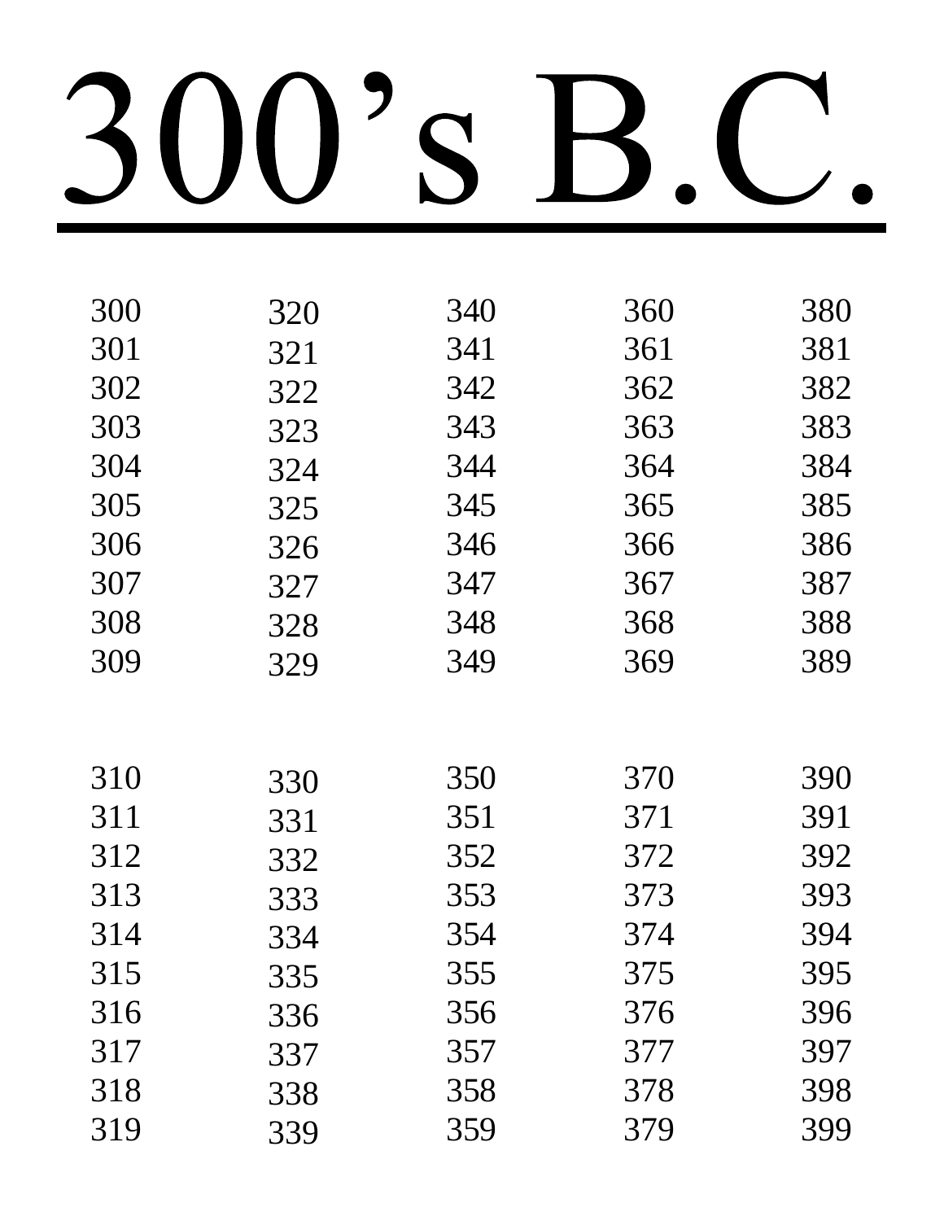# 300's B.C.

300
301
302
303
304
305
306
307
308
309

310
311
312
313
314
315
316
317
318
319

320
321
322
323
324
325
326
327
328
329

330
331
332
333
334
335
336
337
338
339

340
341
342
343
344
345
346
347
348
349

350
351
352
353
354
355
356
357
358
359

360
361
362
363
364
365
366
367
368
369

370
371
372
373
374
375
376
377
378
379

380
381
382
383
384
385
386
387
388
389

390
391
392
393
394
395
396
397
398
399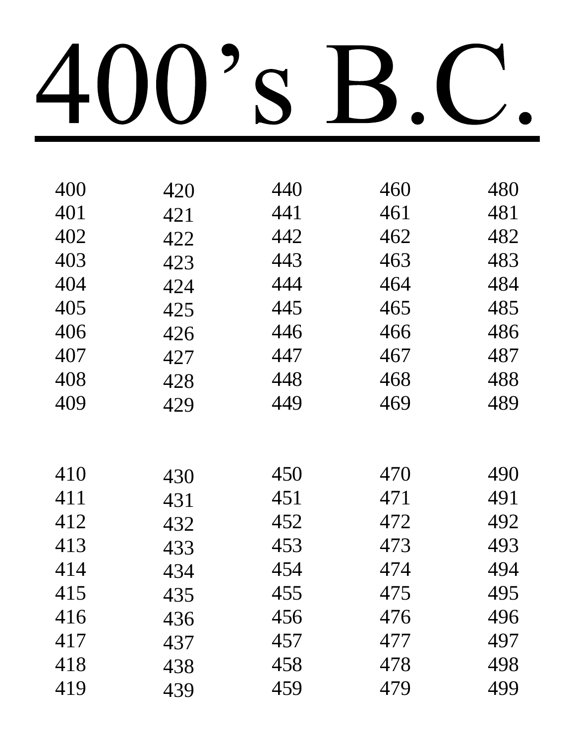# 400's B.C.

400
401
402
403
404
405
406
407
408
409

410
411
412
413
414
415
416
417
418
419

420
421
422
423
424
425
426
427
428
429

430
431
432
433
434
435
436
437
438
439

440
441
442
443
444
445
446
447
448
449

450
451
452
453
454
455
456
457
458
459

460
461
462
463
464
465
466
467
468
469

470
471
472
473
474
475
476
477
478
479

480
481
482
483
484
485
486
487
488
489

490
491
492
493
494
495
496
497
498
499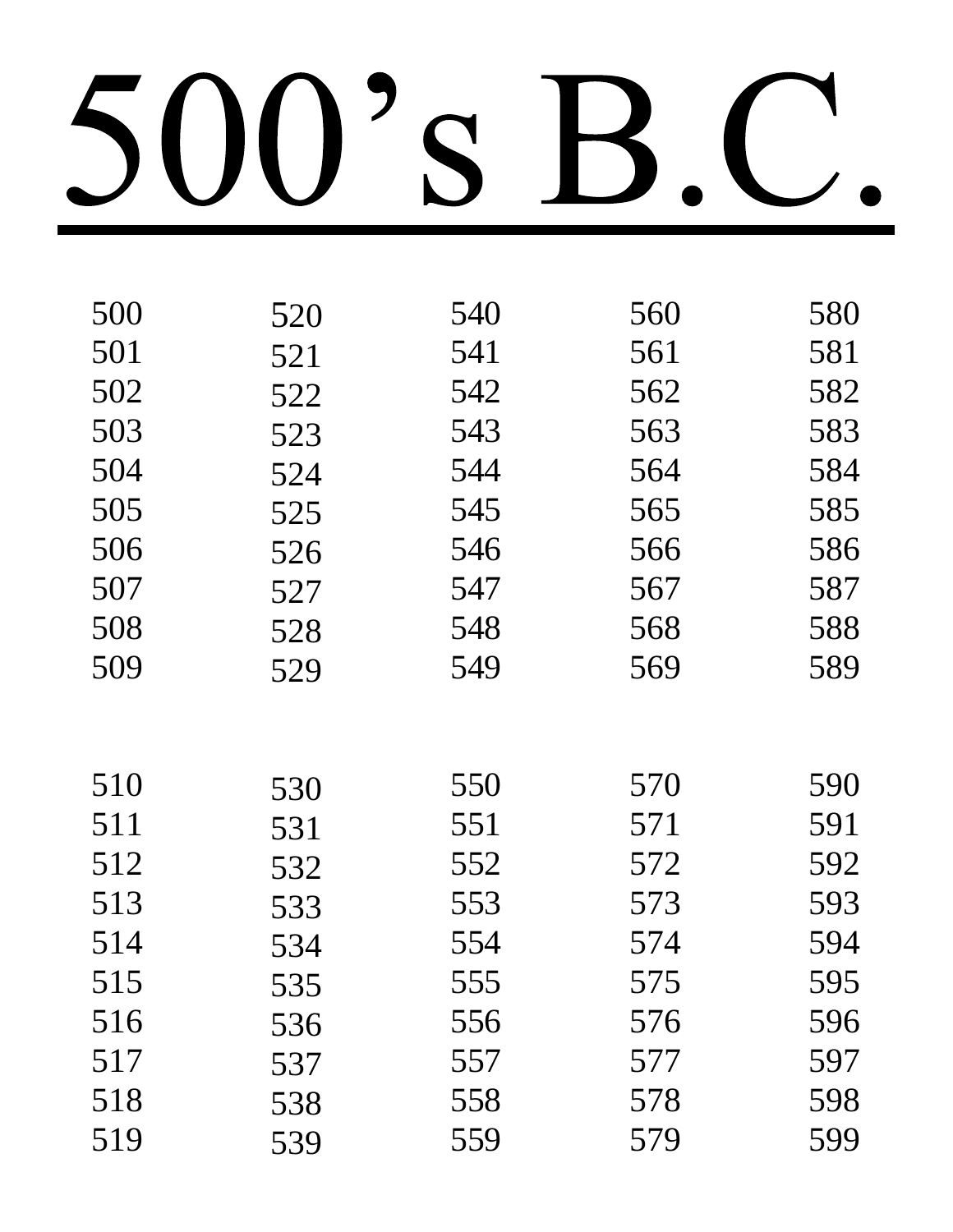# 500's B.C.

| | | | | |
|---|---|---|---|---|
| 500 | 520 | 540 | 560 | 580 |
| 501 | 521 | 541 | 561 | 581 |
| 502 | 522 | 542 | 562 | 582 |
| 503 | 523 | 543 | 563 | 583 |
| 504 | 524 | 544 | 564 | 584 |
| 505 | 525 | 545 | 565 | 585 |
| 506 | 526 | 546 | 566 | 586 |
| 507 | 527 | 547 | 567 | 587 |
| 508 | 528 | 548 | 568 | 588 |
| 509 | 529 | 549 | 569 | 589 |
| | | | | |
| 510 | 530 | 550 | 570 | 590 |
| 511 | 531 | 551 | 571 | 591 |
| 512 | 532 | 552 | 572 | 592 |
| 513 | 533 | 553 | 573 | 593 |
| 514 | 534 | 554 | 574 | 594 |
| 515 | 535 | 555 | 575 | 595 |
| 516 | 536 | 556 | 576 | 596 |
| 517 | 537 | 557 | 577 | 597 |
| 518 | 538 | 558 | 578 | 598 |
| 519 | 539 | 559 | 579 | 599 |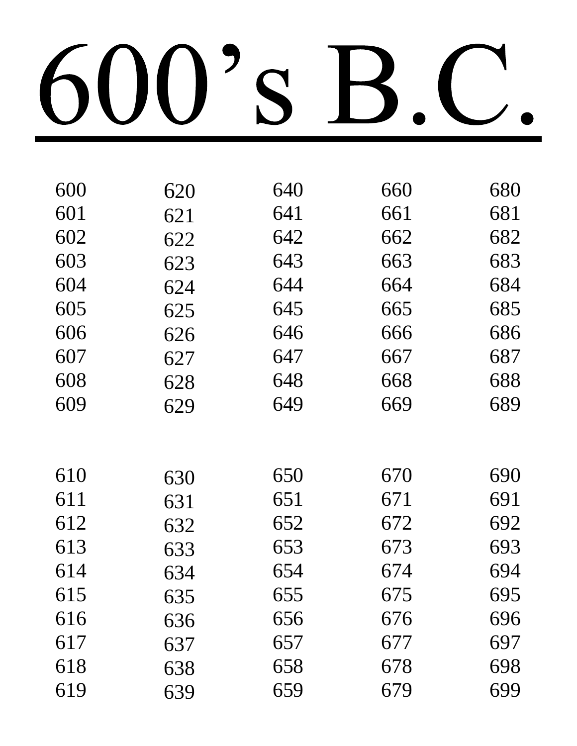# 600's B.C.

600
601
602
603
604
605
606
607
608
609

610
611
612
613
614
615
616
617
618
619

620
621
622
623
624
625
626
627
628
629

630
631
632
633
634
635
636
637
638
639

640
641
642
643
644
645
646
647
648
649

650
651
652
653
654
655
656
657
658
659

660
661
662
663
664
665
666
667
668
669

670
671
672
673
674
675
676
677
678
679

680
681
682
683
684
685
686
687
688
689

690
691
692
693
694
695
696
697
698
699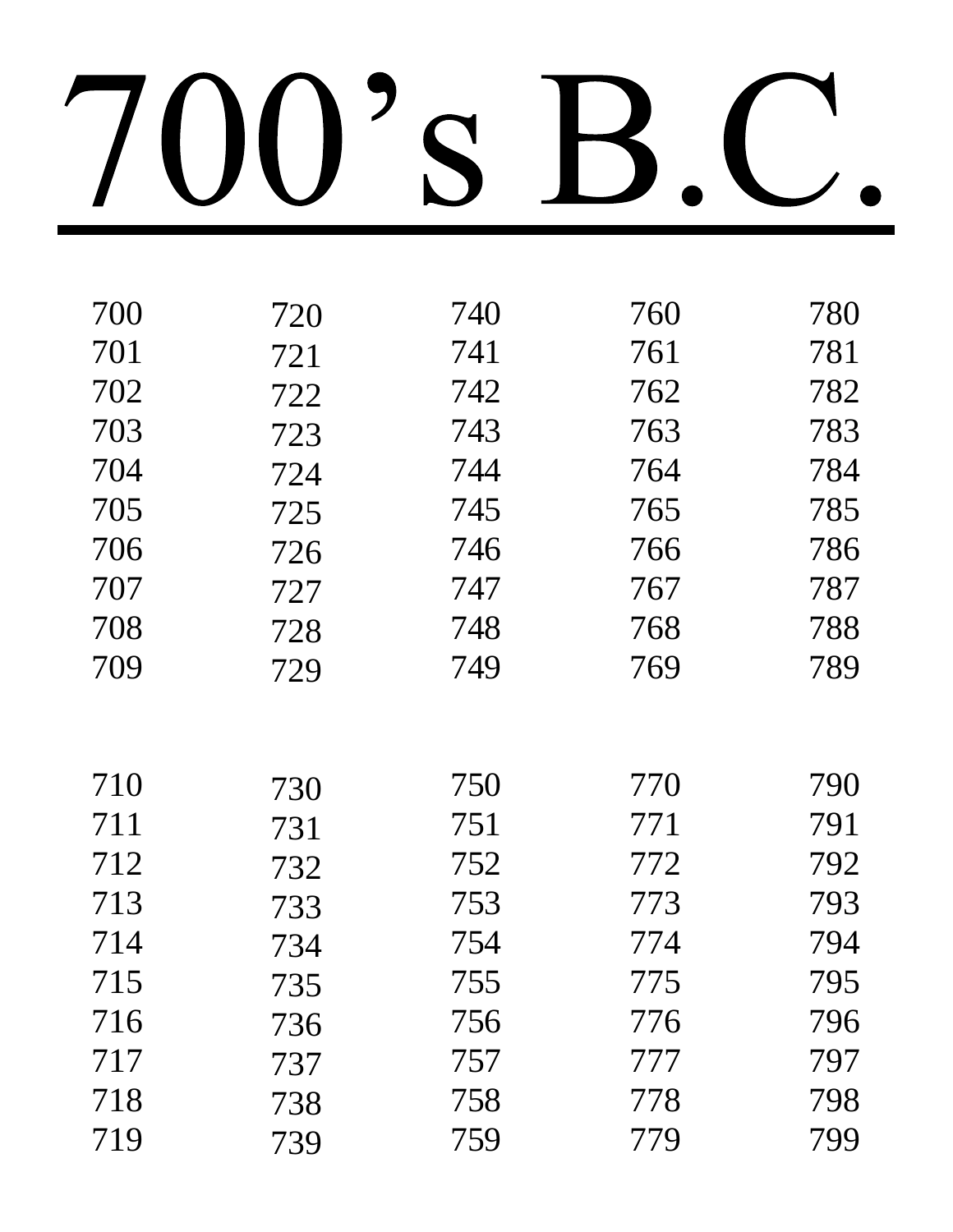# 700's B.C.

700
701
702
703
704
705
706
707
708
709

710
711
712
713
714
715
716
717
718
719

720
721
722
723
724
725
726
727
728
729

730
731
732
733
734
735
736
737
738
739

740
741
742
743
744
745
746
747
748
749

750
751
752
753
754
755
756
757
758
759

760
761
762
763
764
765
766
767
768
769

770
771
772
773
774
775
776
777
778
779

780
781
782
783
784
785
786
787
788
789

790
791
792
793
794
795
796
797
798
799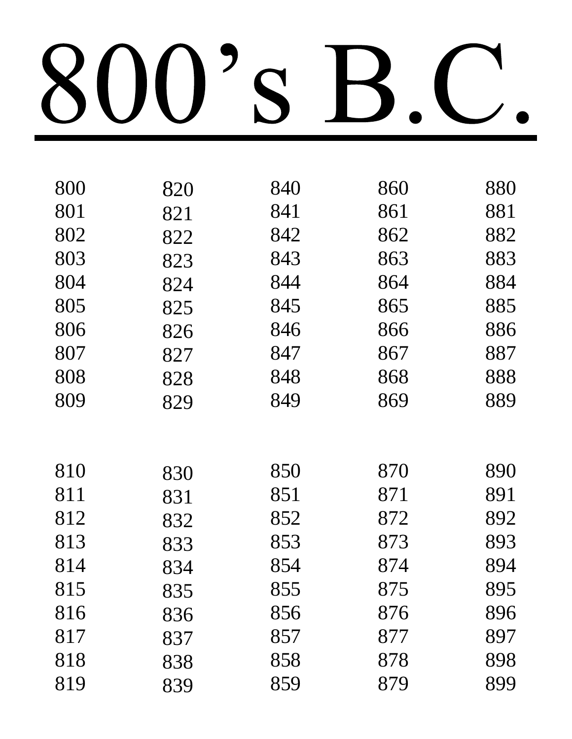# 800’s B.C.

800
801
802
803
804
805
806
807
808
809

810
811
812
813
814
815
816
817
818
819

820
821
822
823
824
825
826
827
828
829

830
831
832
833
834
835
836
837
838
839

840
841
842
843
844
845
846
847
848
849

850
851
852
853
854
855
856
857
858
859

860
861
862
863
864
865
866
867
868
869

870
871
872
873
874
875
876
877
878
879

880
881
882
883
884
885
886
887
888
889

890
891
892
893
894
895
896
897
898
899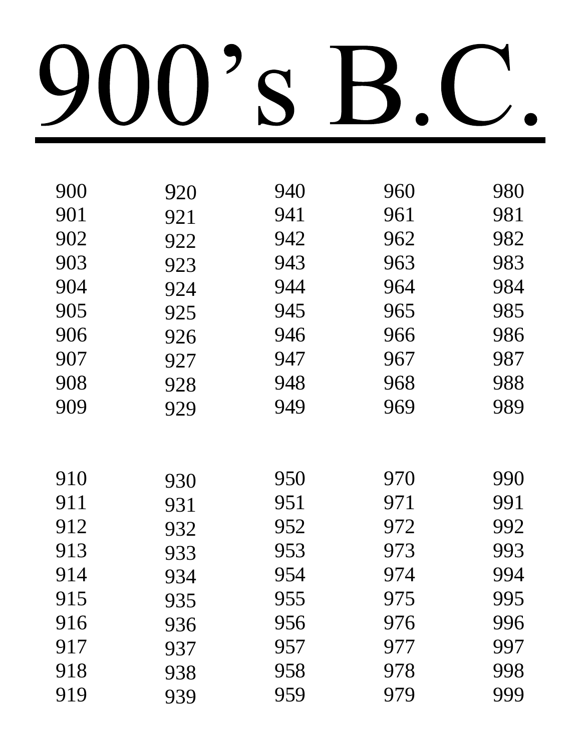# 900’s B.C.

900
901
902
903
904
905
906
907
908
909

910
911
912
913
914
915
916
917
918
919

920
921
922
923
924
925
926
927
928
929

930
931
932
933
934
935
936
937
938
939

940
941
942
943
944
945
946
947
948
949

950
951
952
953
954
955
956
957
958
959

960
961
962
963
964
965
966
967
968
969

970
971
972
973
974
975
976
977
978
979

980
981
982
983
984
985
986
987
988
989

990
991
992
993
994
995
996
997
998
999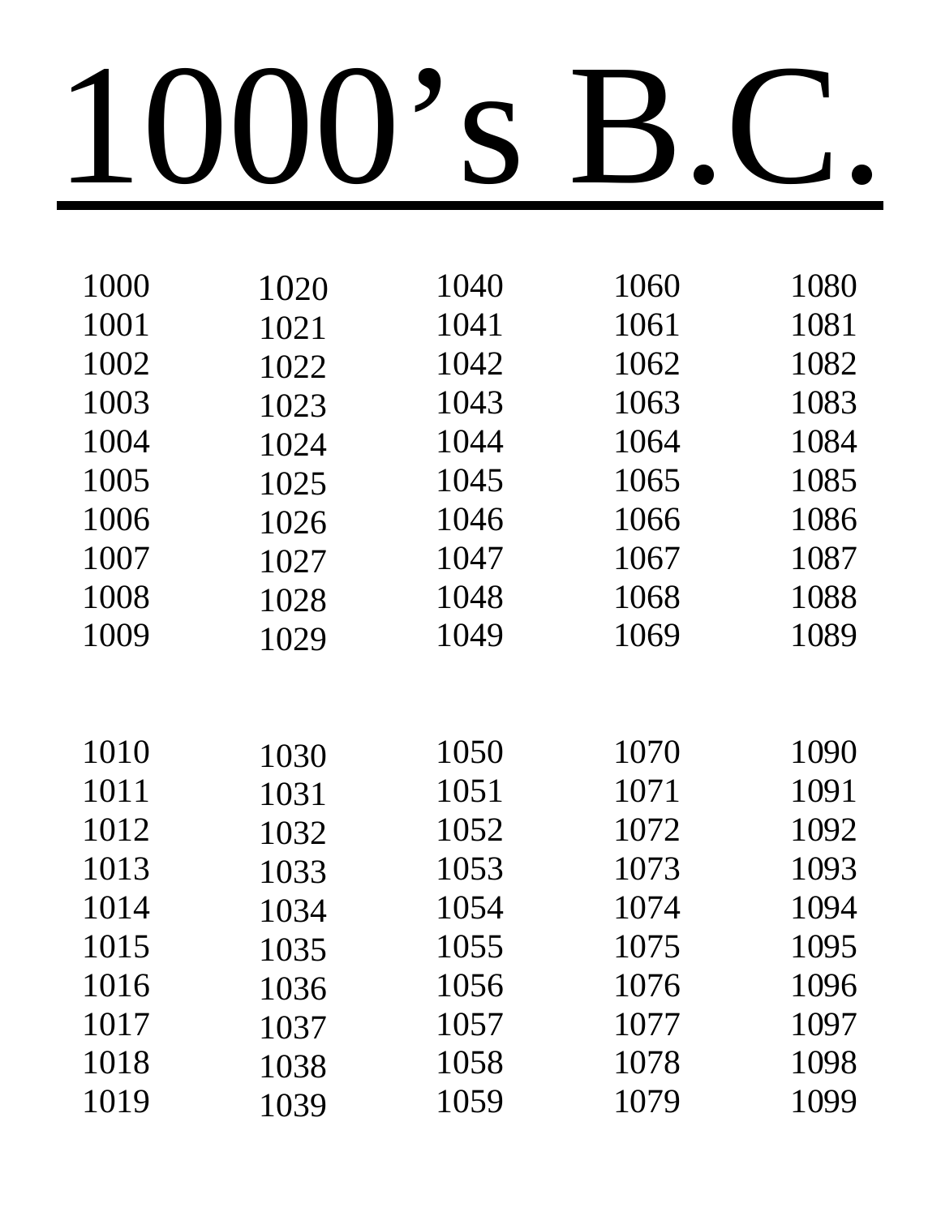# 1000's B.C.

1000
1001
1002
1003
1004
1005
1006
1007
1008
1009

1010
1011
1012
1013
1014
1015
1016
1017
1018
1019

1020
1021
1022
1023
1024
1025
1026
1027
1028
1029

1030
1031
1032
1033
1034
1035
1036
1037
1038
1039

1040
1041
1042
1043
1044
1045
1046
1047
1048
1049

1050
1051
1052
1053
1054
1055
1056
1057
1058
1059

1060
1061
1062
1063
1064
1065
1066
1067
1068
1069

1070
1071
1072
1073
1074
1075
1076
1077
1078
1079

1080
1081
1082
1083
1084
1085
1086
1087
1088
1089

1090
1091
1092
1093
1094
1095
1096
1097
1098
1099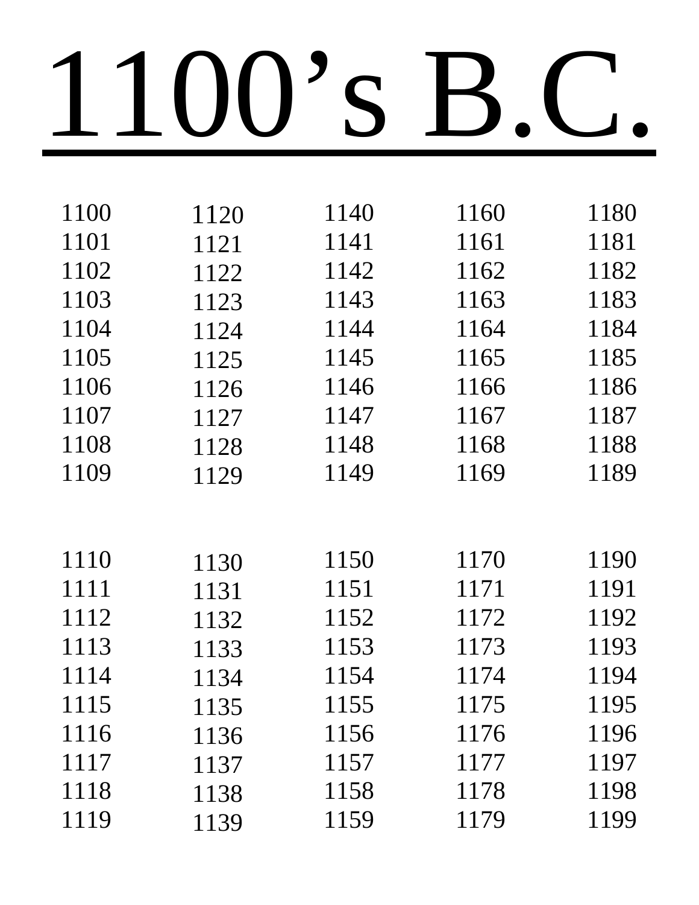# 1100’s B.C.

1100
1101
1102
1103
1104
1105
1106
1107
1108
1109

1110
1111
1112
1113
1114
1115
1116
1117
1118
1119

1120
1121
1122
1123
1124
1125
1126
1127
1128
1129

1130
1131
1132
1133
1134
1135
1136
1137
1138
1139

1140
1141
1142
1143
1144
1145
1146
1147
1148
1149

1150
1151
1152
1153
1154
1155
1156
1157
1158
1159

1160
1161
1162
1163
1164
1165
1166
1167
1168
1169

1170
1171
1172
1173
1174
1175
1176
1177
1178
1179

1180
1181
1182
1183
1184
1185
1186
1187
1188
1189

1190
1191
1192
1193
1194
1195
1196
1197
1198
1199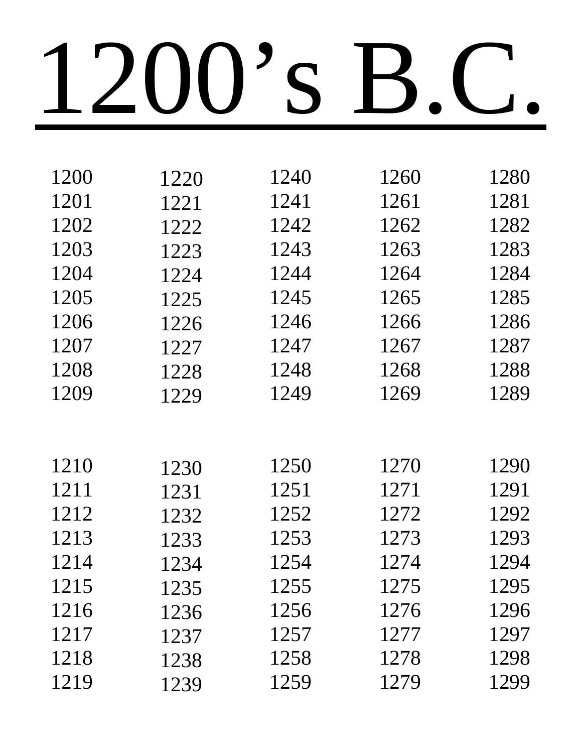# 1200’s B.C.

1200
1201
1202
1203
1204
1205
1206
1207
1208
1209

1210
1211
1212
1213
1214
1215
1216
1217
1218
1219

1220
1221
1222
1223
1224
1225
1226
1227
1228
1229

1230
1231
1232
1233
1234
1235
1236
1237
1238
1239

1240
1241
1242
1243
1244
1245
1246
1247
1248
1249

1250
1251
1252
1253
1254
1255
1256
1257
1258
1259

1260
1261
1262
1263
1264
1265
1266
1267
1268
1269

1270
1271
1272
1273
1274
1275
1276
1277
1278
1279

1280
1281
1282
1283
1284
1285
1286
1287
1288
1289

1290
1291
1292
1293
1294
1295
1296
1297
1298
1299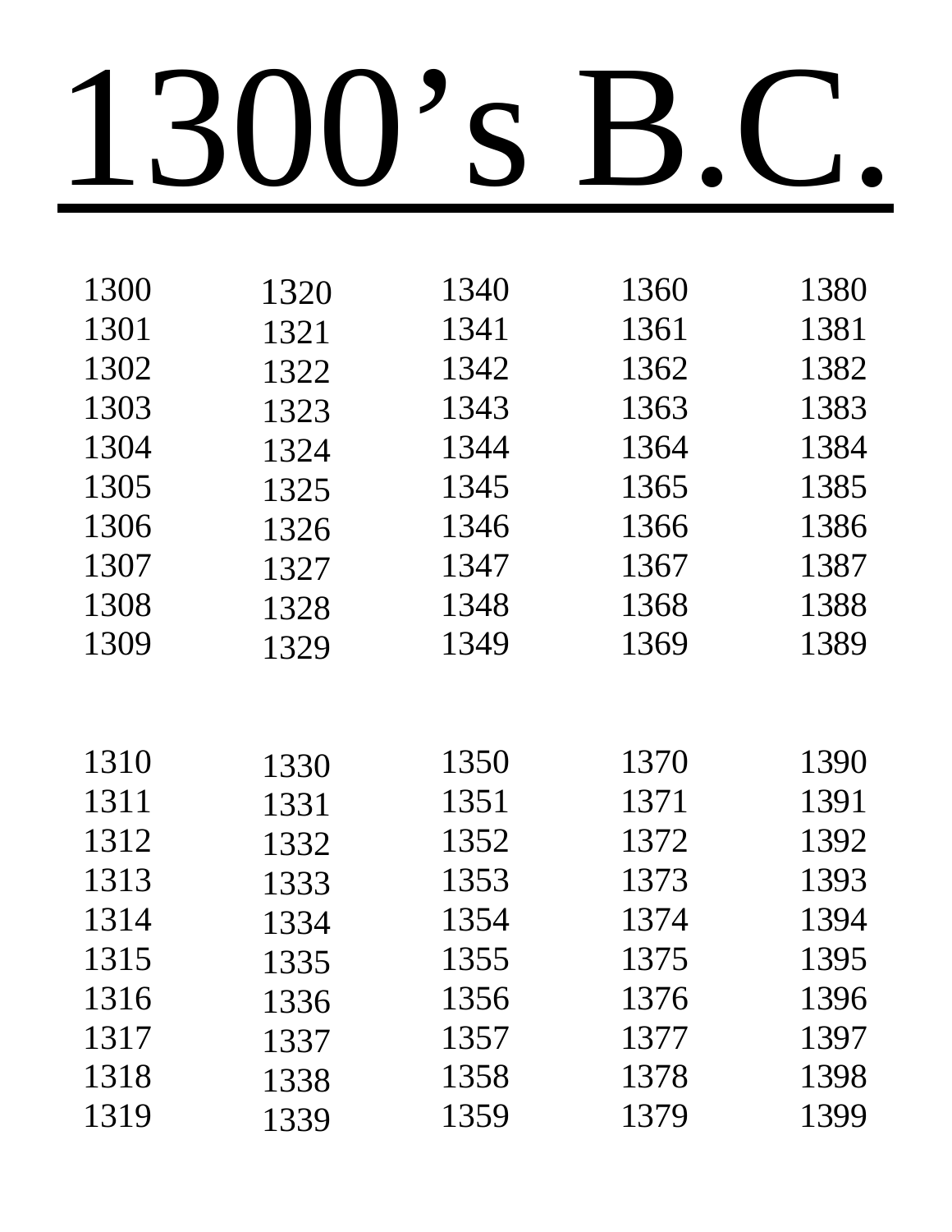# 1300's B.C.

1300
1301
1302
1303
1304
1305
1306
1307
1308
1309

1310
1311
1312
1313
1314
1315
1316
1317
1318
1319

1320
1321
1322
1323
1324
1325
1326
1327
1328
1329

1330
1331
1332
1333
1334
1335
1336
1337
1338
1339

1340
1341
1342
1343
1344
1345
1346
1347
1348
1349

1350
1351
1352
1353
1354
1355
1356
1357
1358
1359

1360
1361
1362
1363
1364
1365
1366
1367
1368
1369

1370
1371
1372
1373
1374
1375
1376
1377
1378
1379

1380
1381
1382
1383
1384
1385
1386
1387
1388
1389

1390
1391
1392
1393
1394
1395
1396
1397
1398
1399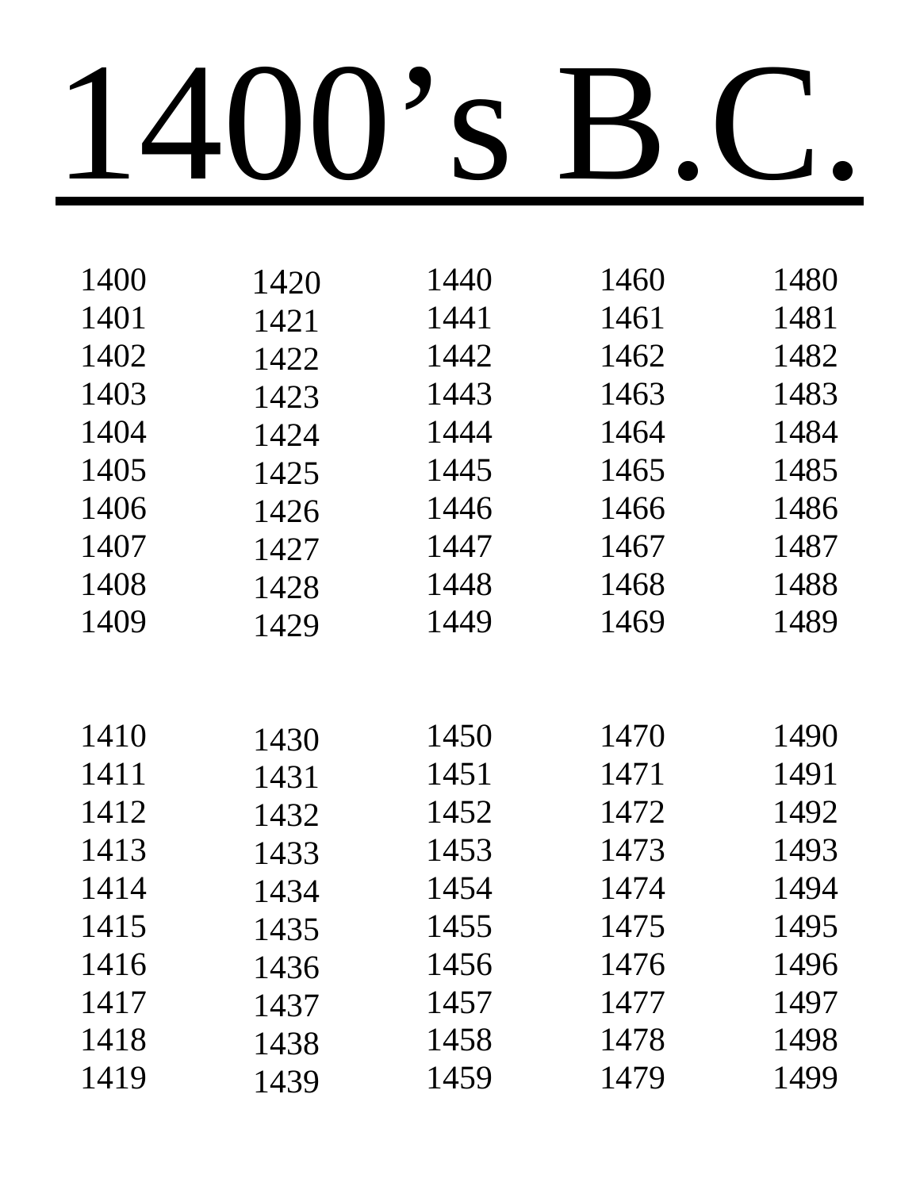# <u>1400’s B.C.</u>

1400
1401
1402
1403
1404
1405
1406
1407
1408
1409

1410
1411
1412
1413
1414
1415
1416
1417
1418
1419

1420
1421
1422
1423
1424
1425
1426
1427
1428
1429

1430
1431
1432
1433
1434
1435
1436
1437
1438
1439

1440
1441
1442
1443
1444
1445
1446
1447
1448
1449

1450
1451
1452
1453
1454
1455
1456
1457
1458
1459

1460
1461
1462
1463
1464
1465
1466
1467
1468
1469

1470
1471
1472
1473
1474
1475
1476
1477
1478
1479

1480
1481
1482
1483
1484
1485
1486
1487
1488
1489

1490
1491
1492
1493
1494
1495
1496
1497
1498
1499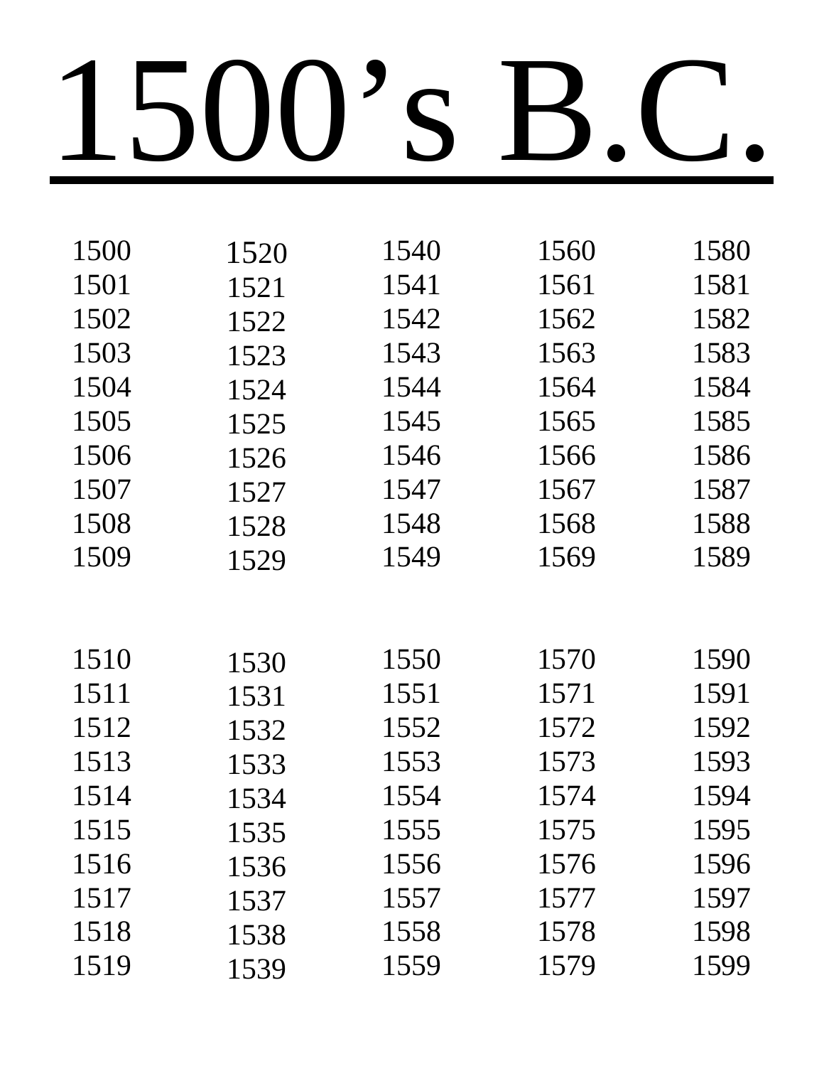# 1500’s B.C.

1500
1501
1502
1503
1504
1505
1506
1507
1508
1509

1510
1511
1512
1513
1514
1515
1516
1517
1518
1519

1520
1521
1522
1523
1524
1525
1526
1527
1528
1529

1530
1531
1532
1533
1534
1535
1536
1537
1538
1539

1540
1541
1542
1543
1544
1545
1546
1547
1548
1549

1550
1551
1552
1553
1554
1555
1556
1557
1558
1559

1560
1561
1562
1563
1564
1565
1566
1567
1568
1569

1570
1571
1572
1573
1574
1575
1576
1577
1578
1579

1580
1581
1582
1583
1584
1585
1586
1587
1588
1589

1590
1591
1592
1593
1594
1595
1596
1597
1598
1599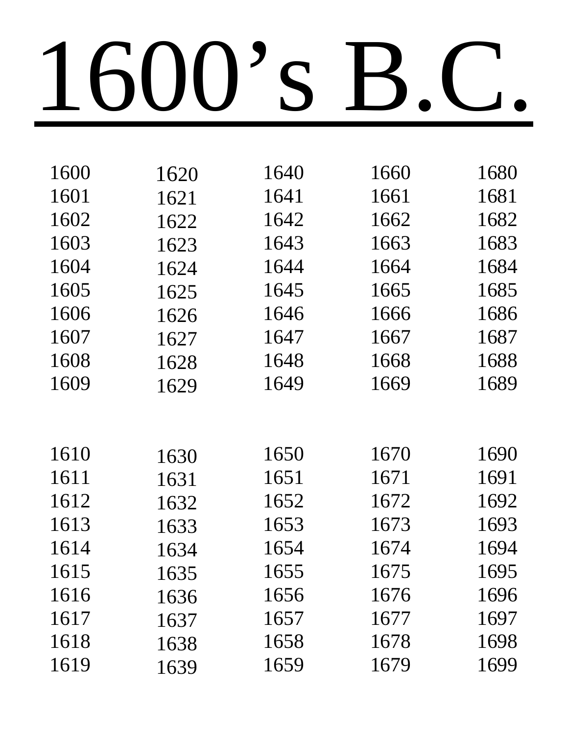# 1600’s B.C.

1600
1601
1602
1603
1604
1605
1606
1607
1608
1609

1610
1611
1612
1613
1614
1615
1616
1617
1618
1619

1620
1621
1622
1623
1624
1625
1626
1627
1628
1629

1630
1631
1632
1633
1634
1635
1636
1637
1638
1639

1640
1641
1642
1643
1644
1645
1646
1647
1648
1649

1650
1651
1652
1653
1654
1655
1656
1657
1658
1659

1660
1661
1662
1663
1664
1665
1666
1667
1668
1669

1670
1671
1672
1673
1674
1675
1676
1677
1678
1679

1680
1681
1682
1683
1684
1685
1686
1687
1688
1689

1690
1691
1692
1693
1694
1695
1696
1697
1698
1699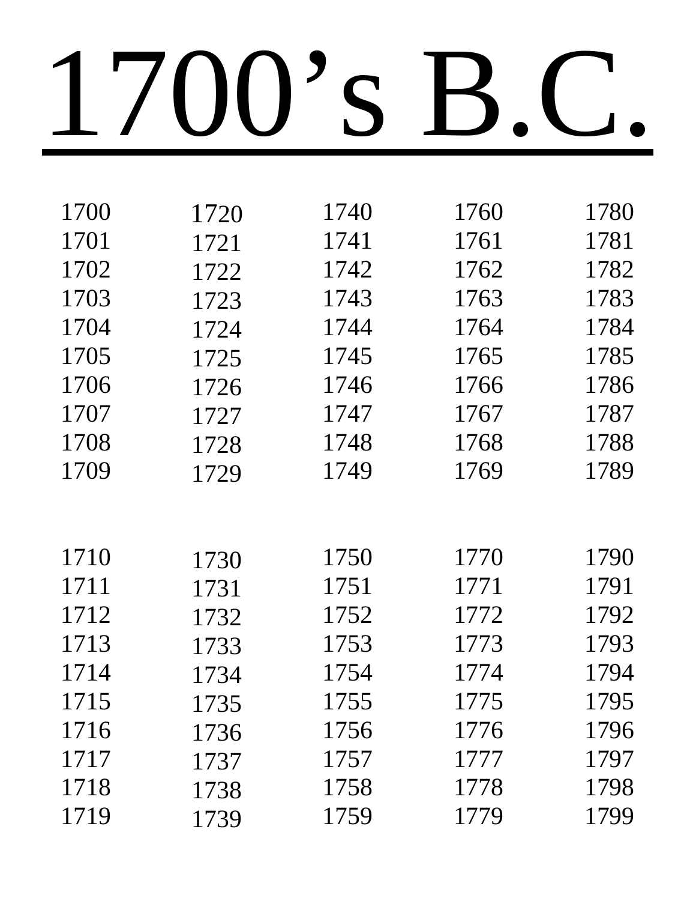# 1700’s B.C.

1700
1701
1702
1703
1704
1705
1706
1707
1708
1709

1710
1711
1712
1713
1714
1715
1716
1717
1718
1719

1720
1721
1722
1723
1724
1725
1726
1727
1728
1729

1730
1731
1732
1733
1734
1735
1736
1737
1738
1739

1740
1741
1742
1743
1744
1745
1746
1747
1748
1749

1750
1751
1752
1753
1754
1755
1756
1757
1758
1759

1760
1761
1762
1763
1764
1765
1766
1767
1768
1769

1770
1771
1772
1773
1774
1775
1776
1777
1778
1779

1780
1781
1782
1783
1784
1785
1786
1787
1788
1789

1790
1791
1792
1793
1794
1795
1796
1797
1798
1799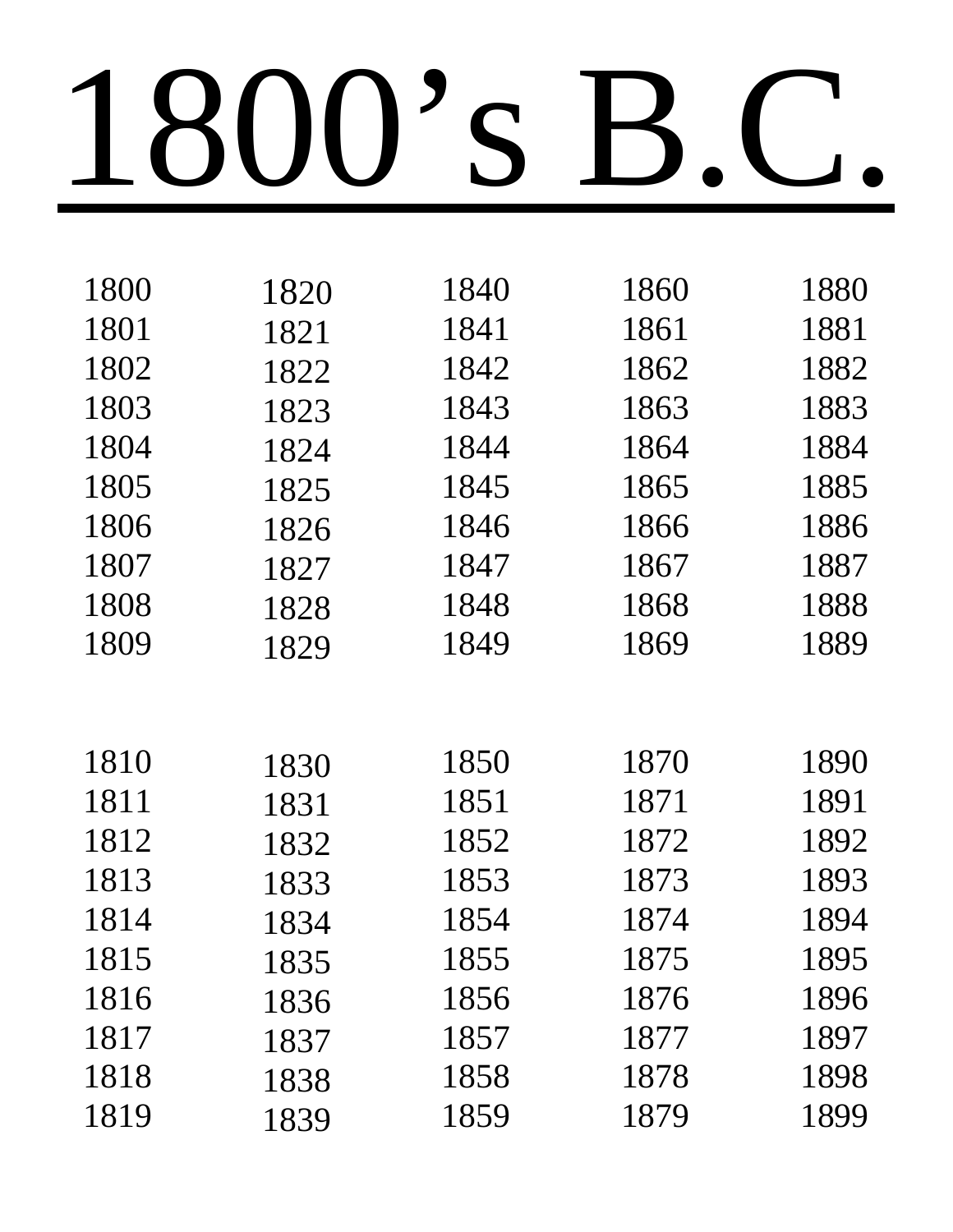# 1800’s B.C.

1800
1801
1802
1803
1804
1805
1806
1807
1808
1809

1810
1811
1812
1813
1814
1815
1816
1817
1818
1819

1820
1821
1822
1823
1824
1825
1826
1827
1828
1829

1830
1831
1832
1833
1834
1835
1836
1837
1838
1839

1840
1841
1842
1843
1844
1845
1846
1847
1848
1849

1850
1851
1852
1853
1854
1855
1856
1857
1858
1859

1860
1861
1862
1863
1864
1865
1866
1867
1868
1869

1870
1871
1872
1873
1874
1875
1876
1877
1878
1879

1880
1881
1882
1883
1884
1885
1886
1887
1888
1889

1890
1891
1892
1893
1894
1895
1896
1897
1898
1899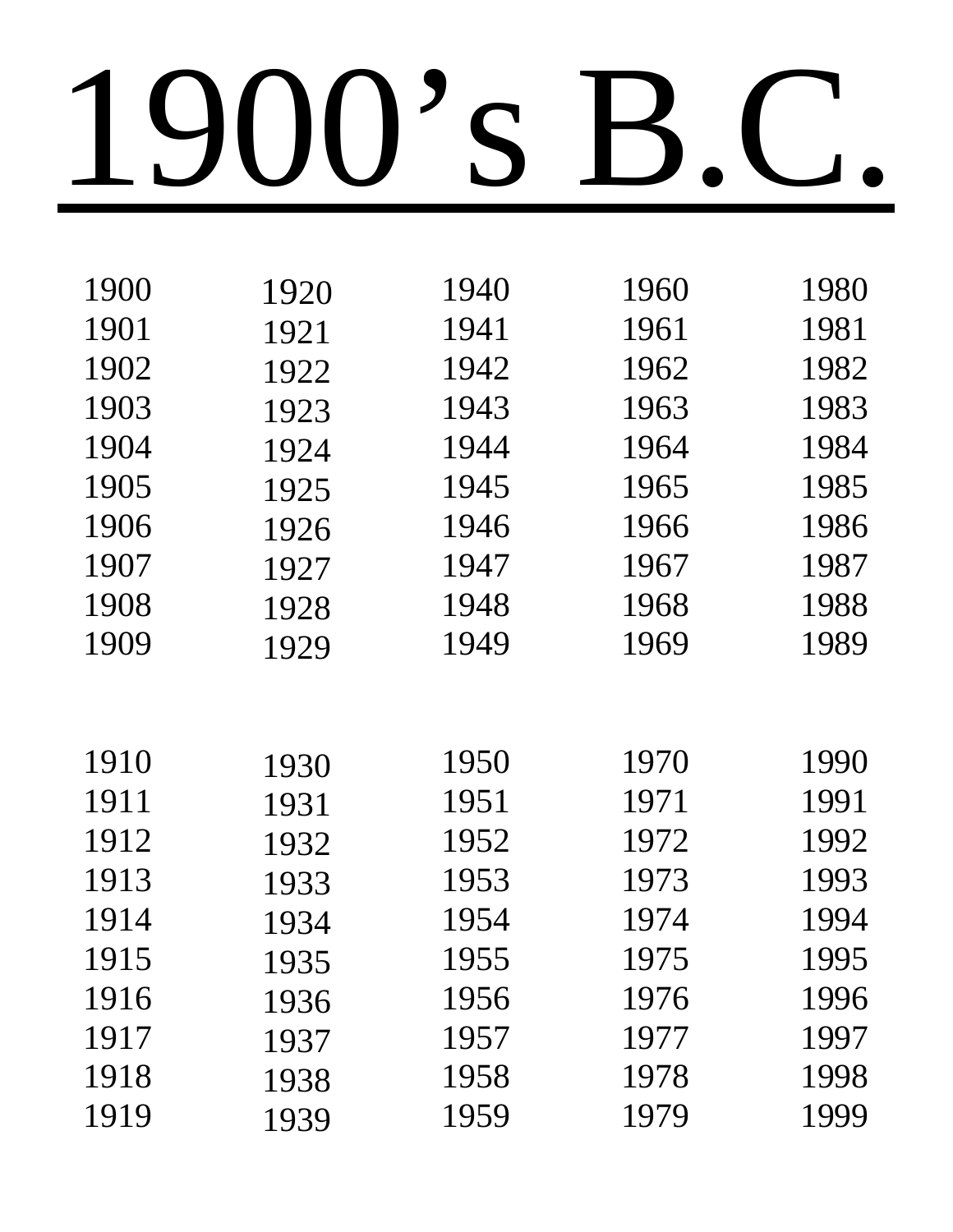# 1900's B.C.

| | | | | |
|---|---|---|---|---|
| 1900 | 1920 | 1940 | 1960 | 1980 |
| 1901 | 1921 | 1941 | 1961 | 1981 |
| 1902 | 1922 | 1942 | 1962 | 1982 |
| 1903 | 1923 | 1943 | 1963 | 1983 |
| 1904 | 1924 | 1944 | 1964 | 1984 |
| 1905 | 1925 | 1945 | 1965 | 1985 |
| 1906 | 1926 | 1946 | 1966 | 1986 |
| 1907 | 1927 | 1947 | 1967 | 1987 |
| 1908 | 1928 | 1948 | 1968 | 1988 |
| 1909 | 1929 | 1949 | 1969 | 1989 |
| | | | | |
| 1910 | 1930 | 1950 | 1970 | 1990 |
| 1911 | 1931 | 1951 | 1971 | 1991 |
| 1912 | 1932 | 1952 | 1972 | 1992 |
| 1913 | 1933 | 1953 | 1973 | 1993 |
| 1914 | 1934 | 1954 | 1974 | 1994 |
| 1915 | 1935 | 1955 | 1975 | 1995 |
| 1916 | 1936 | 1956 | 1976 | 1996 |
| 1917 | 1937 | 1957 | 1977 | 1997 |
| 1918 | 1938 | 1958 | 1978 | 1998 |
| 1919 | 1939 | 1959 | 1979 | 1999 |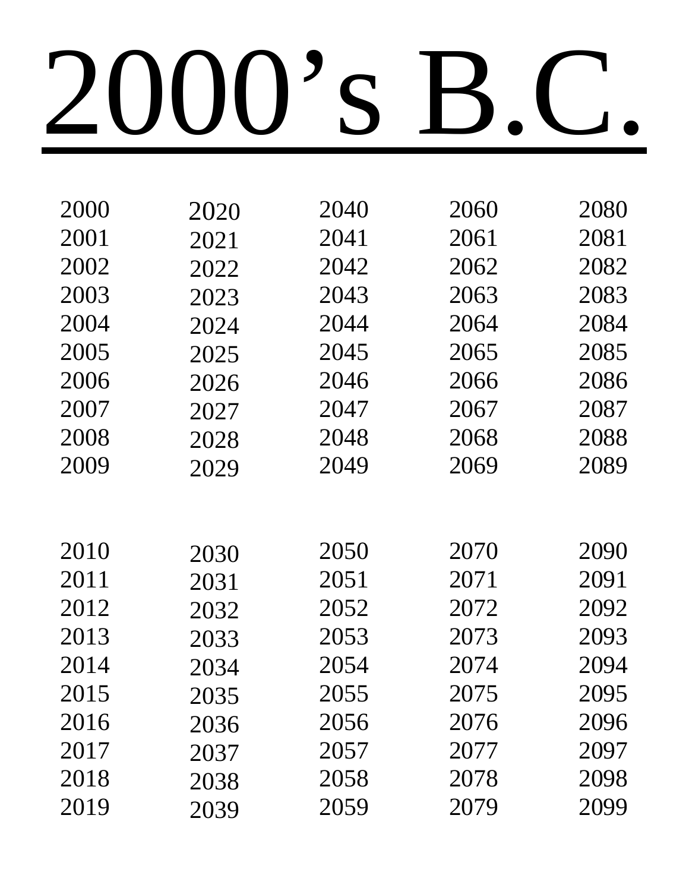# 2000's B.C.

2000
2001
2002
2003
2004
2005
2006
2007
2008
2009

2010
2011
2012
2013
2014
2015
2016
2017
2018
2019

2020
2021
2022
2023
2024
2025
2026
2027
2028
2029

2030
2031
2032
2033
2034
2035
2036
2037
2038
2039

2040
2041
2042
2043
2044
2045
2046
2047
2048
2049

2050
2051
2052
2053
2054
2055
2056
2057
2058
2059

2060
2061
2062
2063
2064
2065
2066
2067
2068
2069

2070
2071
2072
2073
2074
2075
2076
2077
2078
2079

2080
2081
2082
2083
2084
2085
2086
2087
2088
2089

2090
2091
2092
2093
2094
2095
2096
2097
2098
2099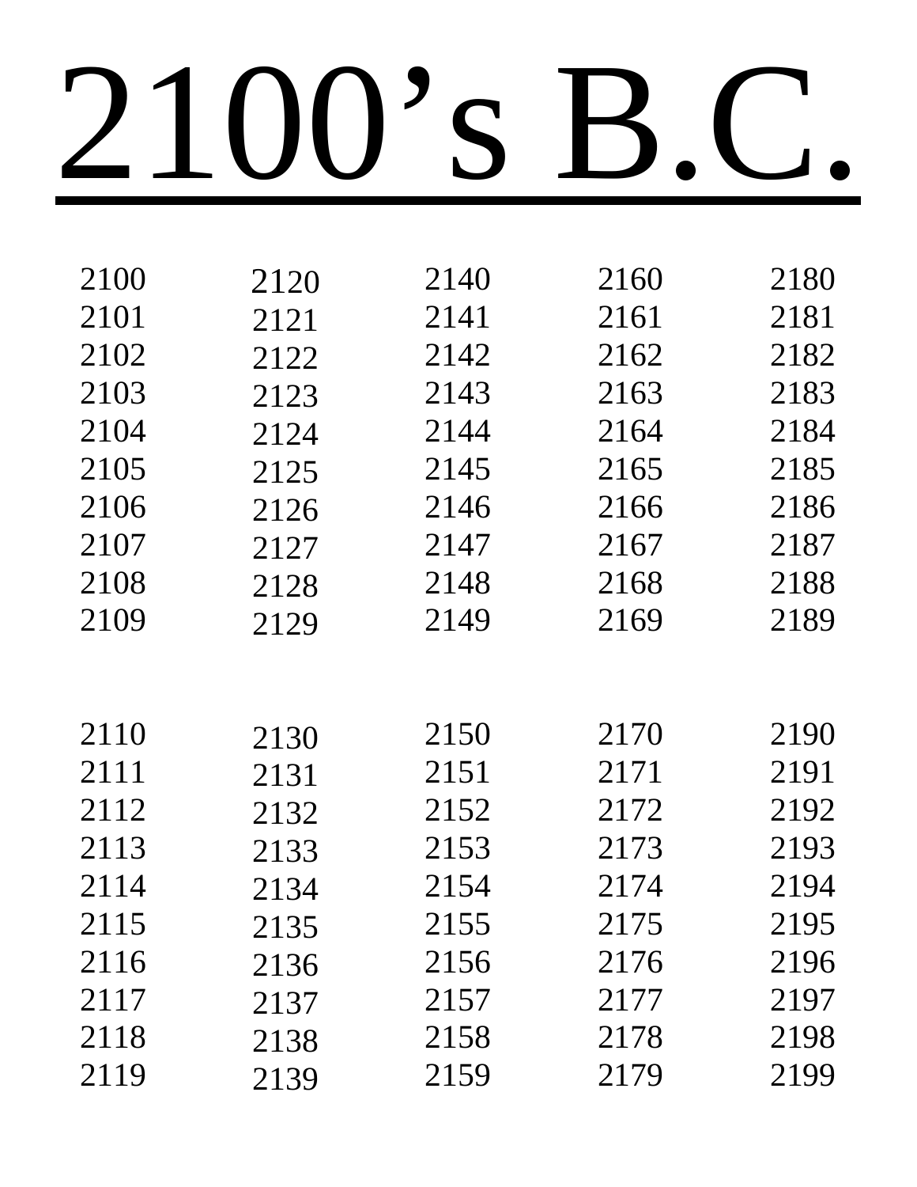# 2100's B.C.

2100
2101
2102
2103
2104
2105
2106
2107
2108
2109

2110
2111
2112
2113
2114
2115
2116
2117
2118
2119

2120
2121
2122
2123
2124
2125
2126
2127
2128
2129

2130
2131
2132
2133
2134
2135
2136
2137
2138
2139

2140
2141
2142
2143
2144
2145
2146
2147
2148
2149

2150
2151
2152
2153
2154
2155
2156
2157
2158
2159

2160
2161
2162
2163
2164
2165
2166
2167
2168
2169

2170
2171
2172
2173
2174
2175
2176
2177
2178
2179

2180
2181
2182
2183
2184
2185
2186
2187
2188
2189

2190
2191
2192
2193
2194
2195
2196
2197
2198
2199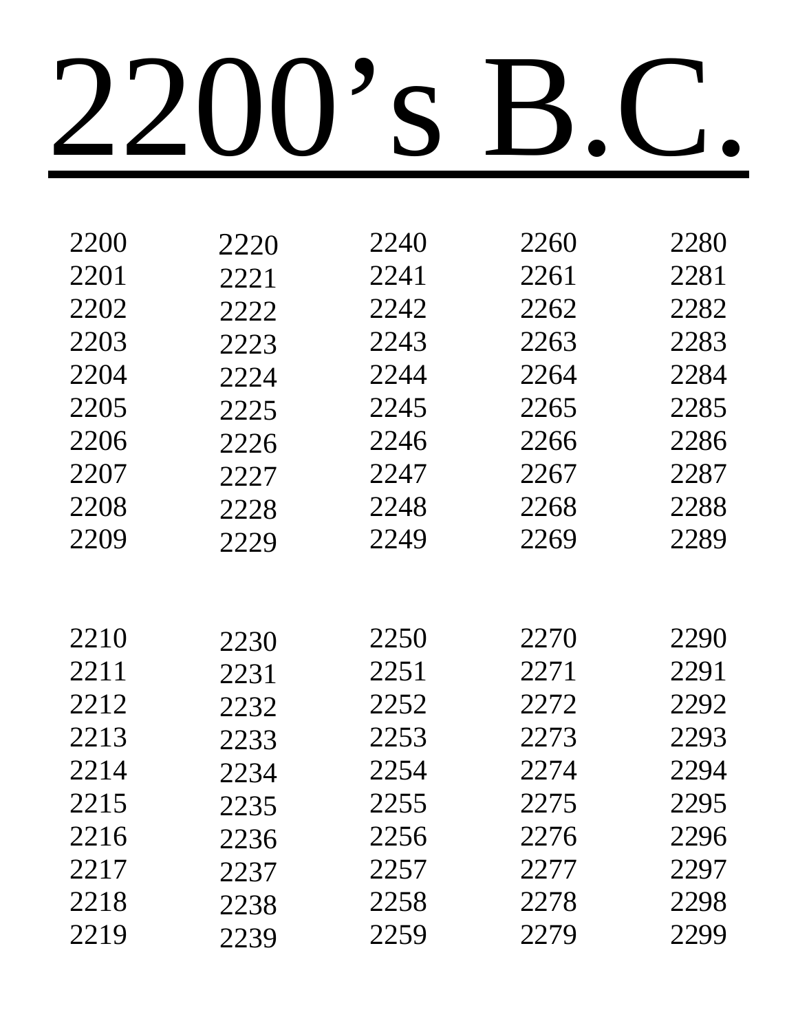# 2200's B.C.

2200
2201
2202
2203
2204
2205
2206
2207
2208
2209

2210
2211
2212
2213
2214
2215
2216
2217
2218
2219

2220
2221
2222
2223
2224
2225
2226
2227
2228
2229

2230
2231
2232
2233
2234
2235
2236
2237
2238
2239

2240
2241
2242
2243
2244
2245
2246
2247
2248
2249

2250
2251
2252
2253
2254
2255
2256
2257
2258
2259

2260
2261
2262
2263
2264
2265
2266
2267
2268
2269

2270
2271
2272
2273
2274
2275
2276
2277
2278
2279

2280
2281
2282
2283
2284
2285
2286
2287
2288
2289

2290
2291
2292
2293
2294
2295
2296
2297
2298
2299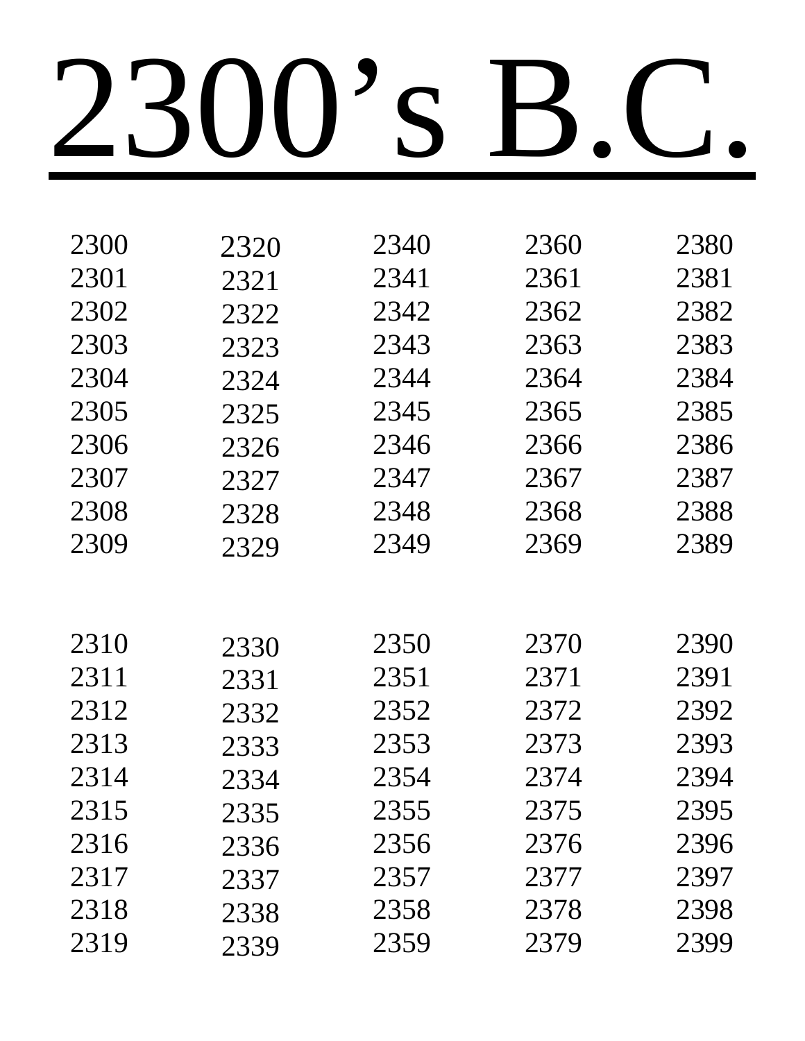# 2300's B.C.

2300
2301
2302
2303
2304
2305
2306
2307
2308
2309

2310
2311
2312
2313
2314
2315
2316
2317
2318
2319

2320
2321
2322
2323
2324
2325
2326
2327
2328
2329

2330
2331
2332
2333
2334
2335
2336
2337
2338
2339

2340
2341
2342
2343
2344
2345
2346
2347
2348
2349

2350
2351
2352
2353
2354
2355
2356
2357
2358
2359

2360
2361
2362
2363
2364
2365
2366
2367
2368
2369

2370
2371
2372
2373
2374
2375
2376
2377
2378
2379

2380
2381
2382
2383
2384
2385
2386
2387
2388
2389

2390
2391
2392
2393
2394
2395
2396
2397
2398
2399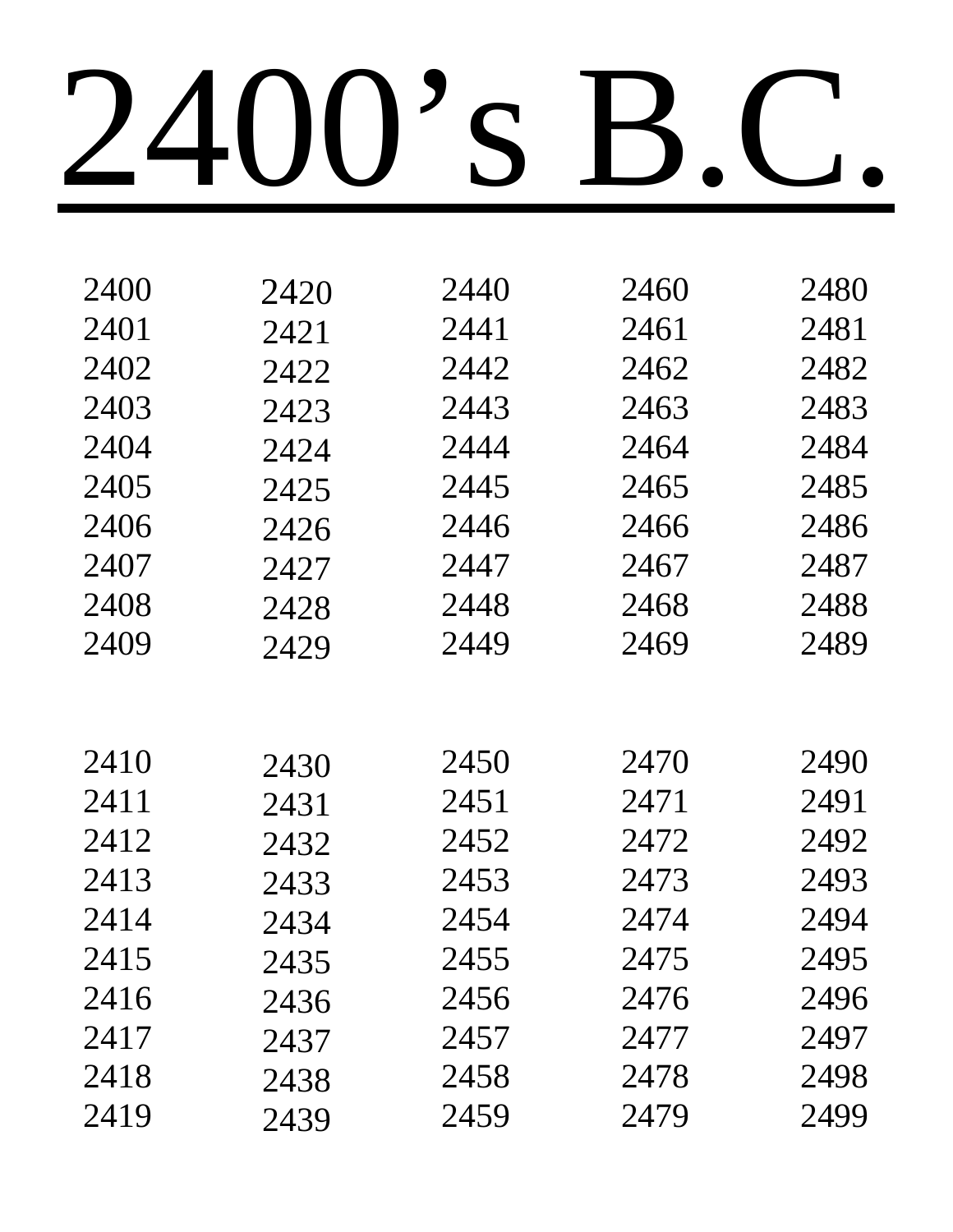# 2400’s B.C.

2400
2401
2402
2403
2404
2405
2406
2407
2408
2409

2410
2411
2412
2413
2414
2415
2416
2417
2418
2419

2420
2421
2422
2423
2424
2425
2426
2427
2428
2429

2430
2431
2432
2433
2434
2435
2436
2437
2438
2439

2440
2441
2442
2443
2444
2445
2446
2447
2448
2449

2450
2451
2452
2453
2454
2455
2456
2457
2458
2459

2460
2461
2462
2463
2464
2465
2466
2467
2468
2469

2470
2471
2472
2473
2474
2475
2476
2477
2478
2479

2480
2481
2482
2483
2484
2485
2486
2487
2488
2489

2490
2491
2492
2493
2494
2495
2496
2497
2498
2499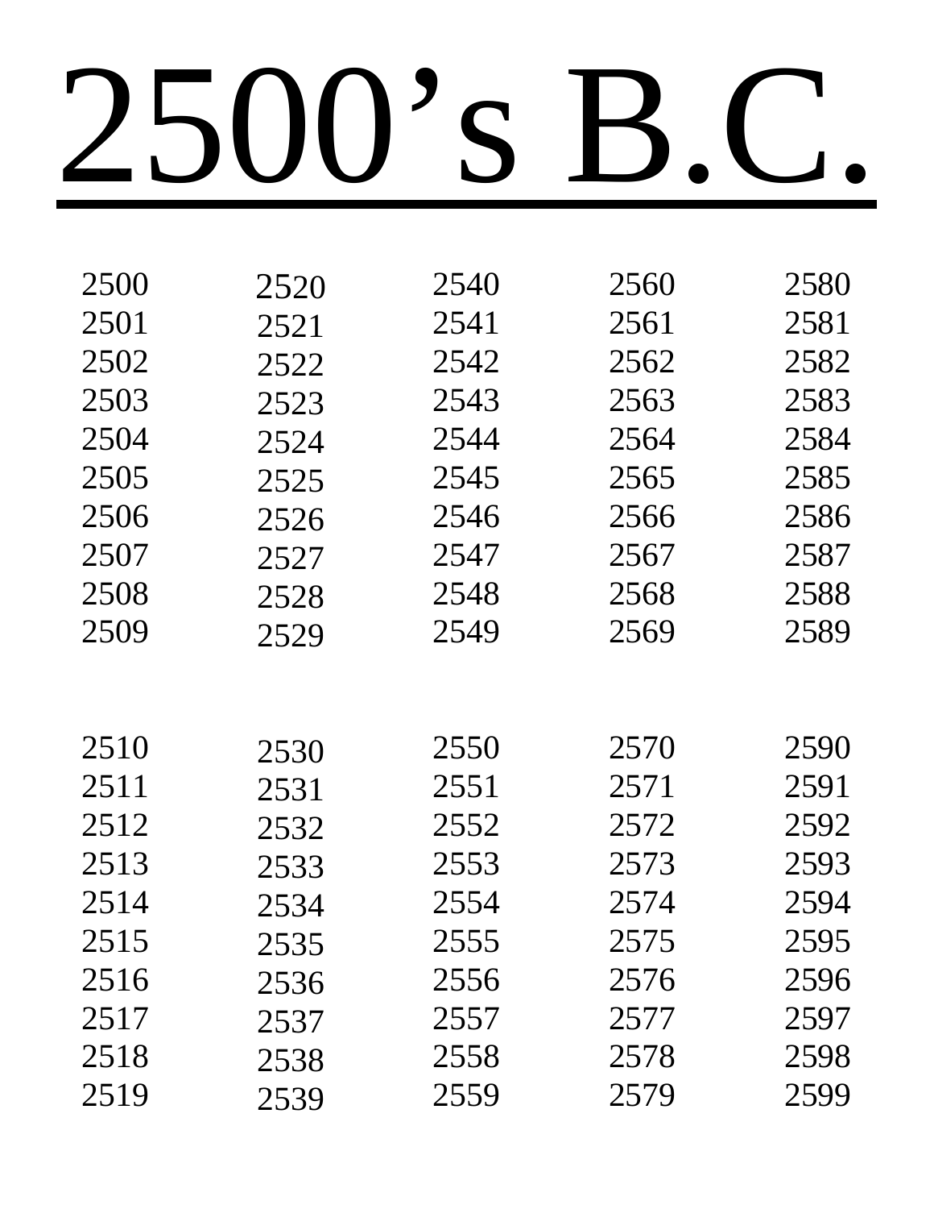# 2500's B.C.

2500
2501
2502
2503
2504
2505
2506
2507
2508
2509

2510
2511
2512
2513
2514
2515
2516
2517
2518
2519

2520
2521
2522
2523
2524
2525
2526
2527
2528
2529

2530
2531
2532
2533
2534
2535
2536
2537
2538
2539

2540
2541
2542
2543
2544
2545
2546
2547
2548
2549

2550
2551
2552
2553
2554
2555
2556
2557
2558
2559

2560
2561
2562
2563
2564
2565
2566
2567
2568
2569

2570
2571
2572
2573
2574
2575
2576
2577
2578
2579

2580
2581
2582
2583
2584
2585
2586
2587
2588
2589

2590
2591
2592
2593
2594
2595
2596
2597
2598
2599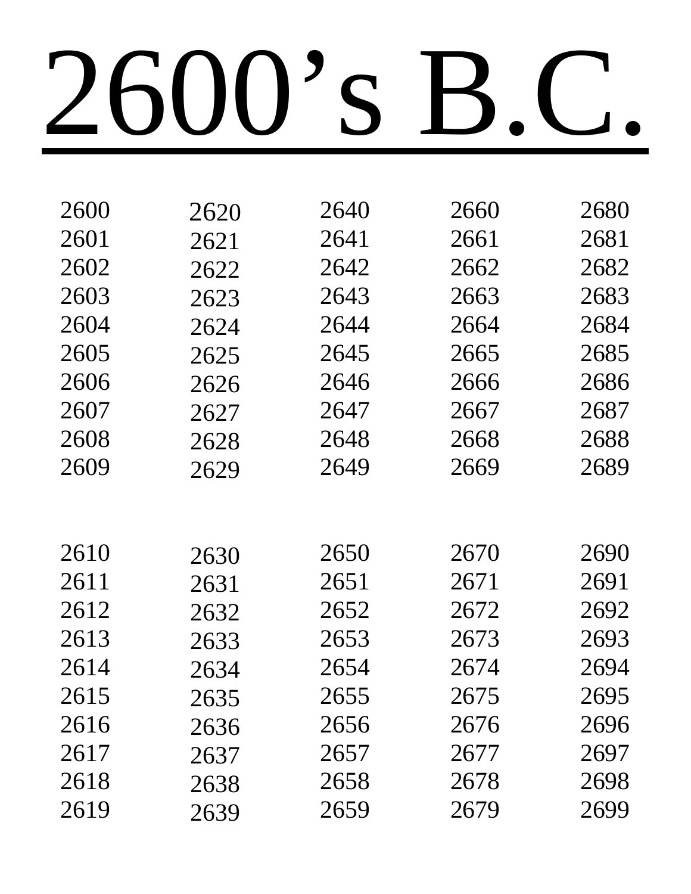# 2600’s B.C.

2600
2601
2602
2603
2604
2605
2606
2607
2608
2609

2610
2611
2612
2613
2614
2615
2616
2617
2618
2619

2620
2621
2622
2623
2624
2625
2626
2627
2628
2629

2630
2631
2632
2633
2634
2635
2636
2637
2638
2639

2640
2641
2642
2643
2644
2645
2646
2647
2648
2649

2650
2651
2652
2653
2654
2655
2656
2657
2658
2659

2660
2661
2662
2663
2664
2665
2666
2667
2668
2669

2670
2671
2672
2673
2674
2675
2676
2677
2678
2679

2680
2681
2682
2683
2684
2685
2686
2687
2688
2689

2690
2691
2692
2693
2694
2695
2696
2697
2698
2699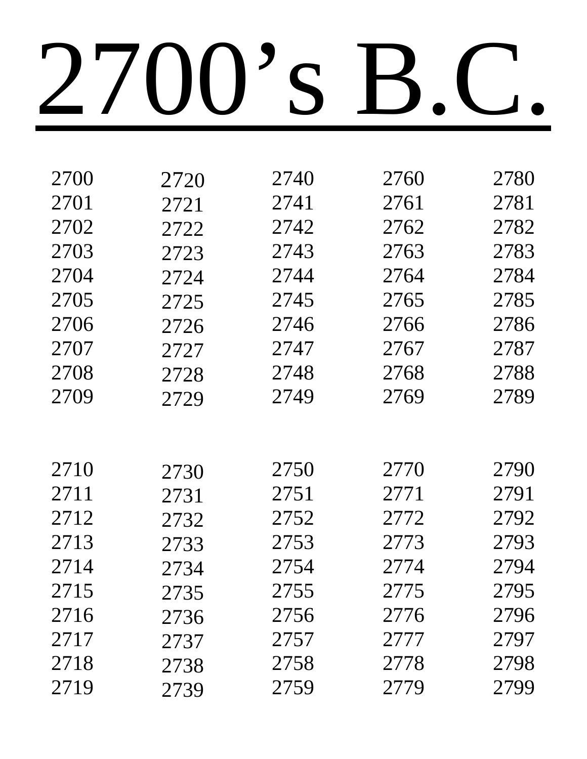# 2700's B.C.

2700
2701
2702
2703
2704
2705
2706
2707
2708
2709

2710
2711
2712
2713
2714
2715
2716
2717
2718
2719

2720
2721
2722
2723
2724
2725
2726
2727
2728
2729

2730
2731
2732
2733
2734
2735
2736
2737
2738
2739

2740
2741
2742
2743
2744
2745
2746
2747
2748
2749

2750
2751
2752
2753
2754
2755
2756
2757
2758
2759

2760
2761
2762
2763
2764
2765
2766
2767
2768
2769

2770
2771
2772
2773
2774
2775
2776
2777
2778
2779

2780
2781
2782
2783
2784
2785
2786
2787
2788
2789

2790
2791
2792
2793
2794
2795
2796
2797
2798
2799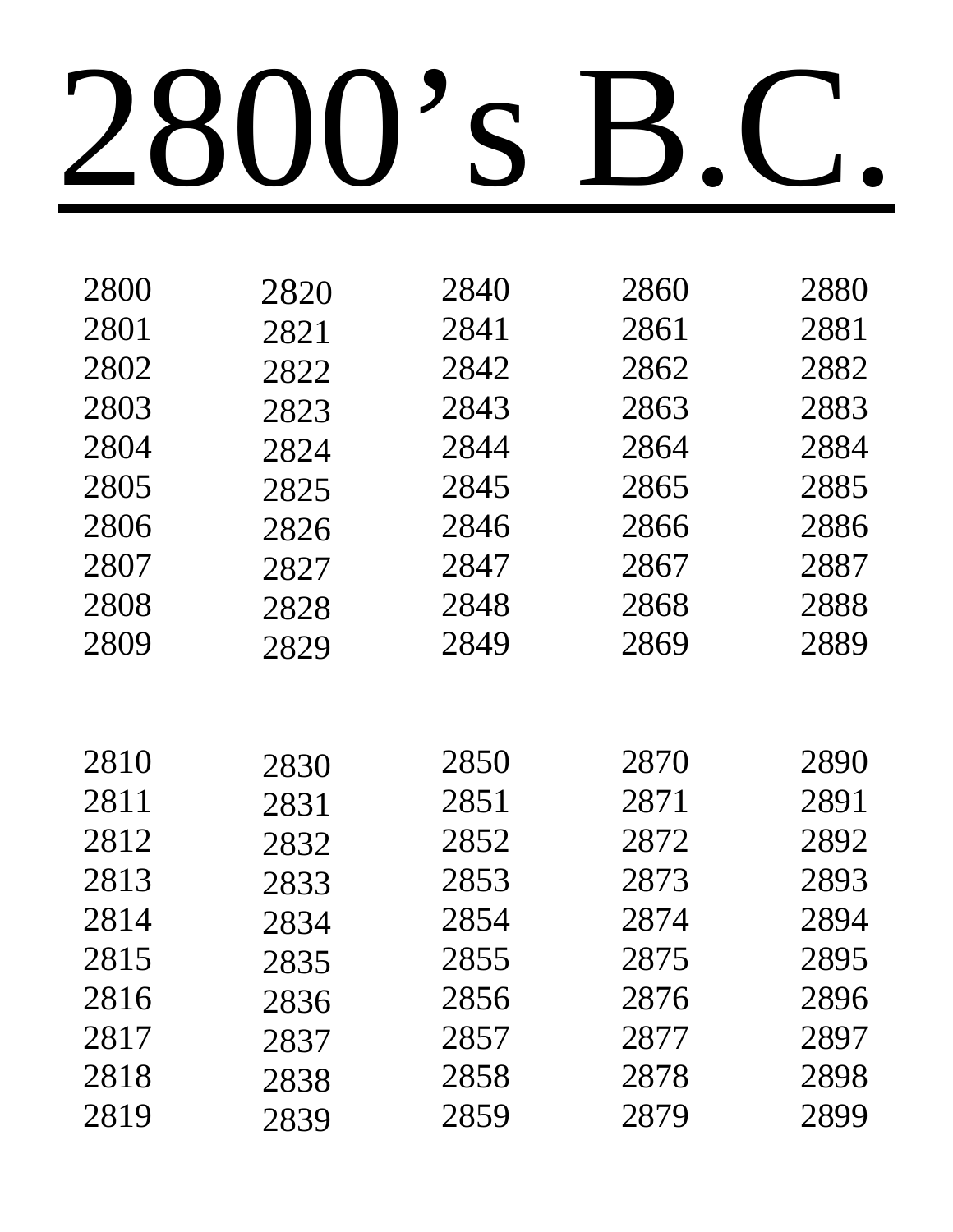# 2800’s B.C.

2800
2801
2802
2803
2804
2805
2806
2807
2808
2809

2810
2811
2812
2813
2814
2815
2816
2817
2818
2819

2820
2821
2822
2823
2824
2825
2826
2827
2828
2829

2830
2831
2832
2833
2834
2835
2836
2837
2838
2839

2840
2841
2842
2843
2844
2845
2846
2847
2848
2849

2850
2851
2852
2853
2854
2855
2856
2857
2858
2859

2860
2861
2862
2863
2864
2865
2866
2867
2868
2869

2870
2871
2872
2873
2874
2875
2876
2877
2878
2879

2880
2881
2882
2883
2884
2885
2886
2887
2888
2889

2890
2891
2892
2893
2894
2895
2896
2897
2898
2899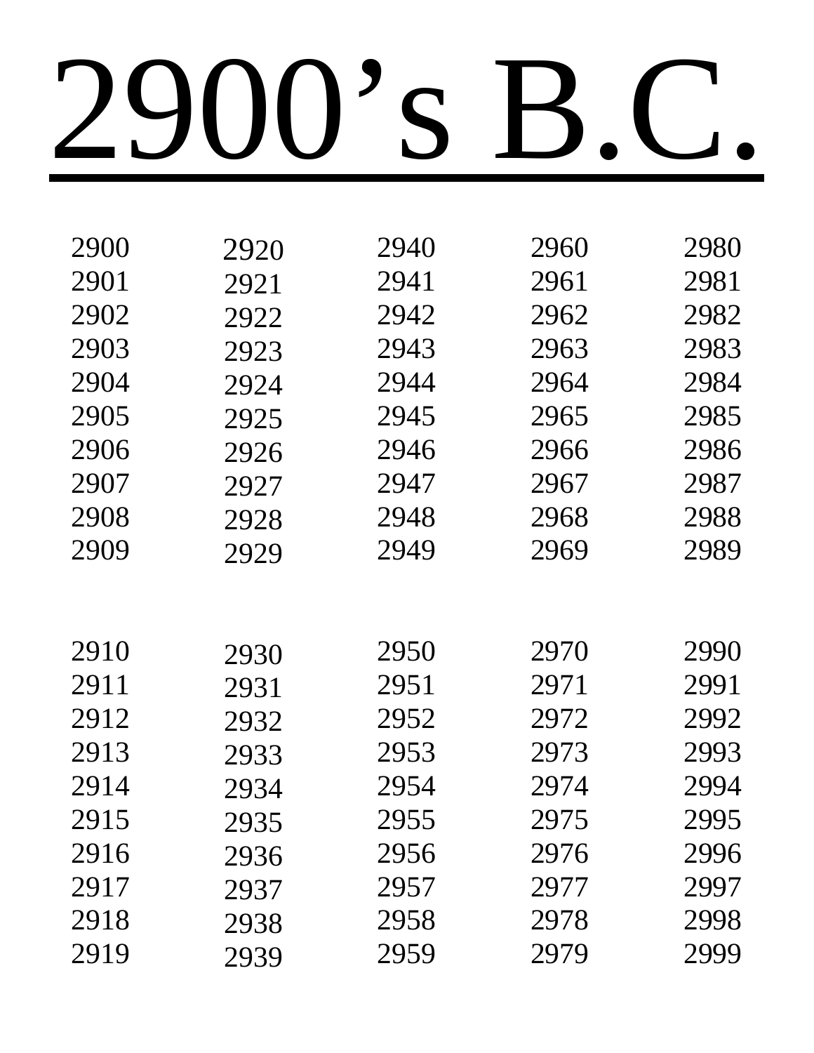# 2900’s B.C.

2900
2901
2902
2903
2904
2905
2906
2907
2908
2909

2910
2911
2912
2913
2914
2915
2916
2917
2918
2919

2920
2921
2922
2923
2924
2925
2926
2927
2928
2929

2930
2931
2932
2933
2934
2935
2936
2937
2938
2939

2940
2941
2942
2943
2944
2945
2946
2947
2948
2949

2950
2951
2952
2953
2954
2955
2956
2957
2958
2959

2960
2961
2962
2963
2964
2965
2966
2967
2968
2969

2970
2971
2972
2973
2974
2975
2976
2977
2978
2979

2980
2981
2982
2983
2984
2985
2986
2987
2988
2989

2990
2991
2992
2993
2994
2995
2996
2997
2998
2999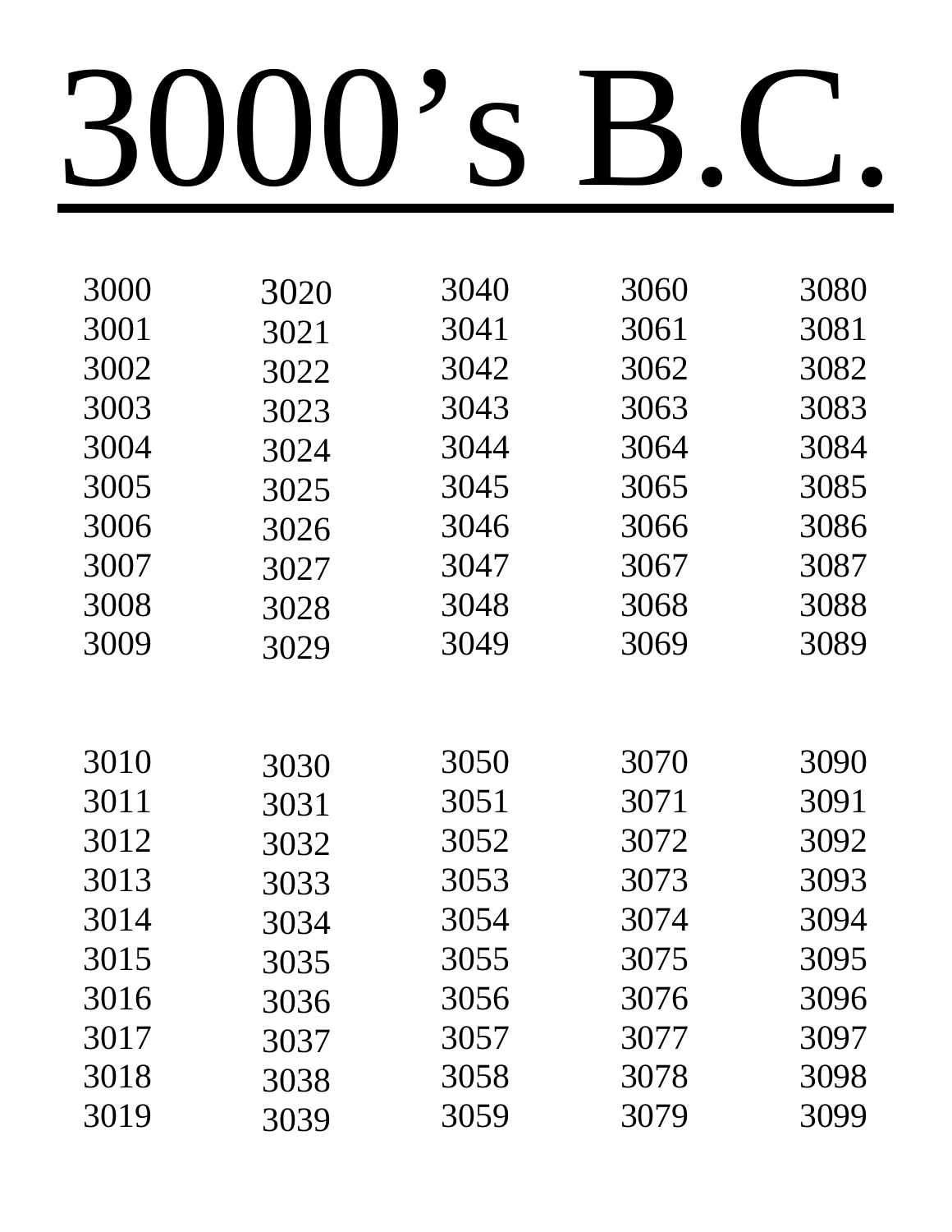# 3000's B.C.

| | | | | |
|---|---|---|---|---|
| 3000 | 3020 | 3040 | 3060 | 3080 |
| 3001 | 3021 | 3041 | 3061 | 3081 |
| 3002 | 3022 | 3042 | 3062 | 3082 |
| 3003 | 3023 | 3043 | 3063 | 3083 |
| 3004 | 3024 | 3044 | 3064 | 3084 |
| 3005 | 3025 | 3045 | 3065 | 3085 |
| 3006 | 3026 | 3046 | 3066 | 3086 |
| 3007 | 3027 | 3047 | 3067 | 3087 |
| 3008 | 3028 | 3048 | 3068 | 3088 |
| 3009 | 3029 | 3049 | 3069 | 3089 |
| 3010 | 3030 | 3050 | 3070 | 3090 |
| 3011 | 3031 | 3051 | 3071 | 3091 |
| 3012 | 3032 | 3052 | 3072 | 3092 |
| 3013 | 3033 | 3053 | 3073 | 3093 |
| 3014 | 3034 | 3054 | 3074 | 3094 |
| 3015 | 3035 | 3055 | 3075 | 3095 |
| 3016 | 3036 | 3056 | 3076 | 3096 |
| 3017 | 3037 | 3057 | 3077 | 3097 |
| 3018 | 3038 | 3058 | 3078 | 3098 |
| 3019 | 3039 | 3059 | 3079 | 3099 |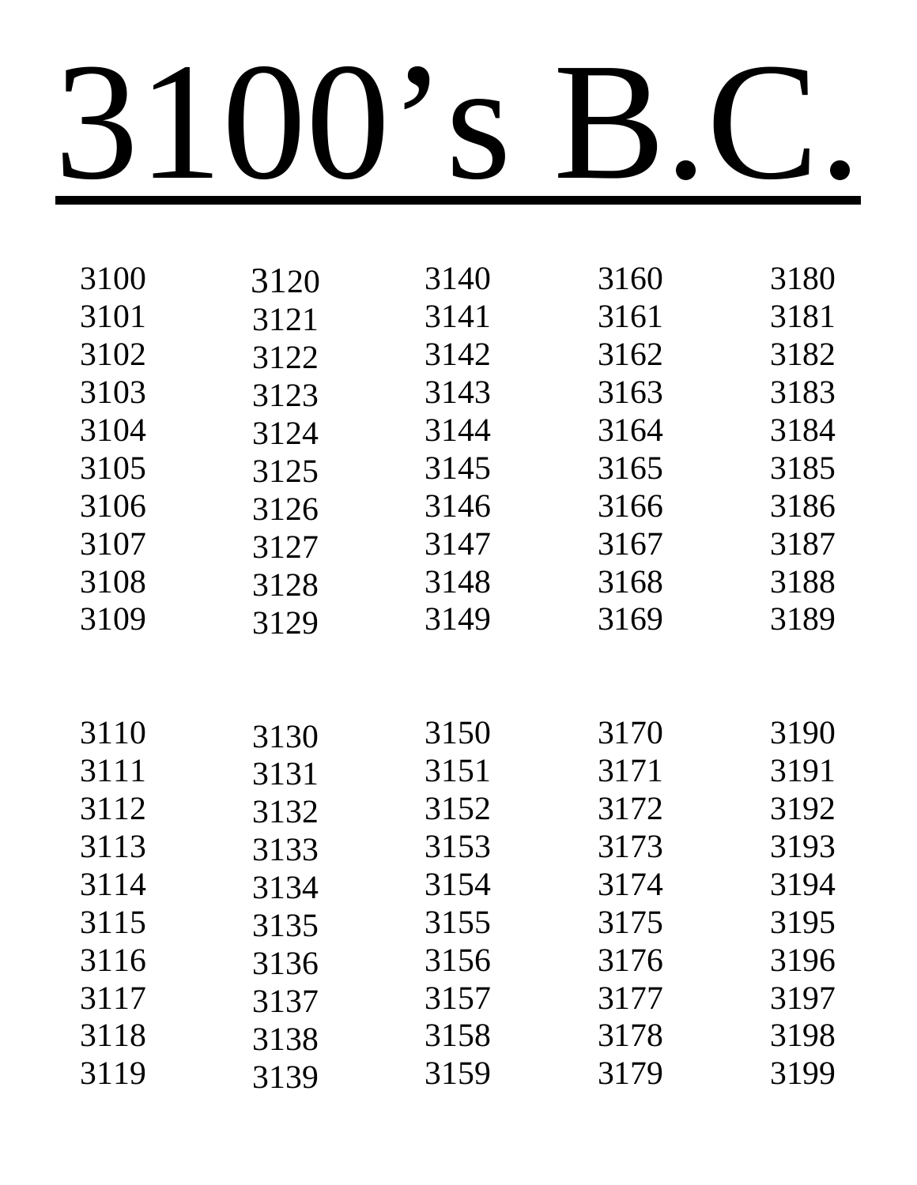# 3100’s B.C.

3100
3101
3102
3103
3104
3105
3106
3107
3108
3109

3110
3111
3112
3113
3114
3115
3116
3117
3118
3119

3120
3121
3122
3123
3124
3125
3126
3127
3128
3129

3130
3131
3132
3133
3134
3135
3136
3137
3138
3139

3140
3141
3142
3143
3144
3145
3146
3147
3148
3149

3150
3151
3152
3153
3154
3155
3156
3157
3158
3159

3160
3161
3162
3163
3164
3165
3166
3167
3168
3169

3170
3171
3172
3173
3174
3175
3176
3177
3178
3179

3180
3181
3182
3183
3184
3185
3186
3187
3188
3189

3190
3191
3192
3193
3194
3195
3196
3197
3198
3199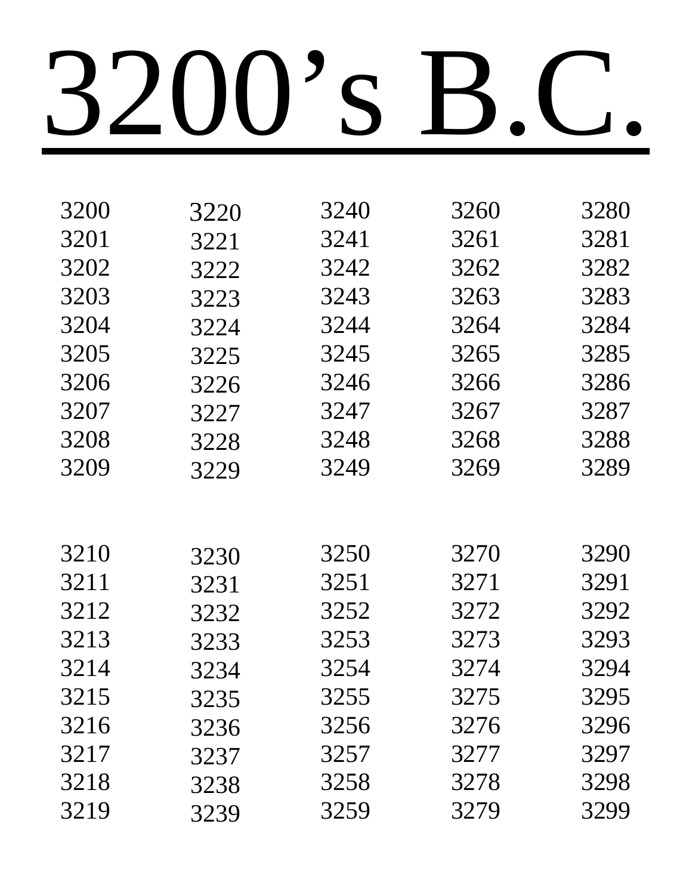# 3200's B.C.

| | | | | |
|---|---|---|---|---|
| 3200 | 3220 | 3240 | 3260 | 3280 |
| 3201 | 3221 | 3241 | 3261 | 3281 |
| 3202 | 3222 | 3242 | 3262 | 3282 |
| 3203 | 3223 | 3243 | 3263 | 3283 |
| 3204 | 3224 | 3244 | 3264 | 3284 |
| 3205 | 3225 | 3245 | 3265 | 3285 |
| 3206 | 3226 | 3246 | 3266 | 3286 |
| 3207 | 3227 | 3247 | 3267 | 3287 |
| 3208 | 3228 | 3248 | 3268 | 3288 |
| 3209 | 3229 | 3249 | 3269 | 3289 |
| 3210 | 3230 | 3250 | 3270 | 3290 |
| 3211 | 3231 | 3251 | 3271 | 3291 |
| 3212 | 3232 | 3252 | 3272 | 3292 |
| 3213 | 3233 | 3253 | 3273 | 3293 |
| 3214 | 3234 | 3254 | 3274 | 3294 |
| 3215 | 3235 | 3255 | 3275 | 3295 |
| 3216 | 3236 | 3256 | 3276 | 3296 |
| 3217 | 3237 | 3257 | 3277 | 3297 |
| 3218 | 3238 | 3258 | 3278 | 3298 |
| 3219 | 3239 | 3259 | 3279 | 3299 |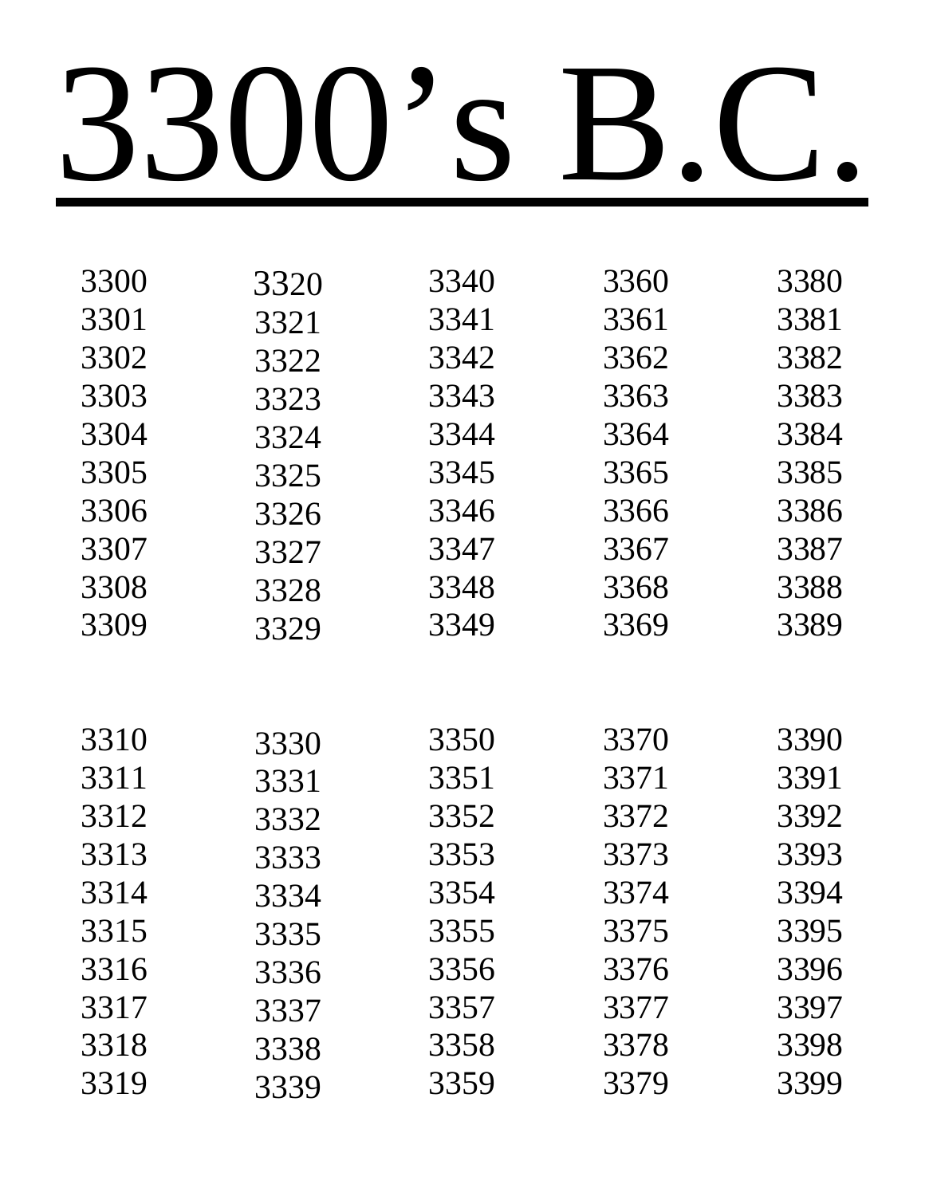# 3300's B.C.

3300
3301
3302
3303
3304
3305
3306
3307
3308
3309

3310
3311
3312
3313
3314
3315
3316
3317
3318
3319

3320
3321
3322
3323
3324
3325
3326
3327
3328
3329

3330
3331
3332
3333
3334
3335
3336
3337
3338
3339

3340
3341
3342
3343
3344
3345
3346
3347
3348
3349

3350
3351
3352
3353
3354
3355
3356
3357
3358
3359

3360
3361
3362
3363
3364
3365
3366
3367
3368
3369

3370
3371
3372
3373
3374
3375
3376
3377
3378
3379

3380
3381
3382
3383
3384
3385
3386
3387
3388
3389

3390
3391
3392
3393
3394
3395
3396
3397
3398
3399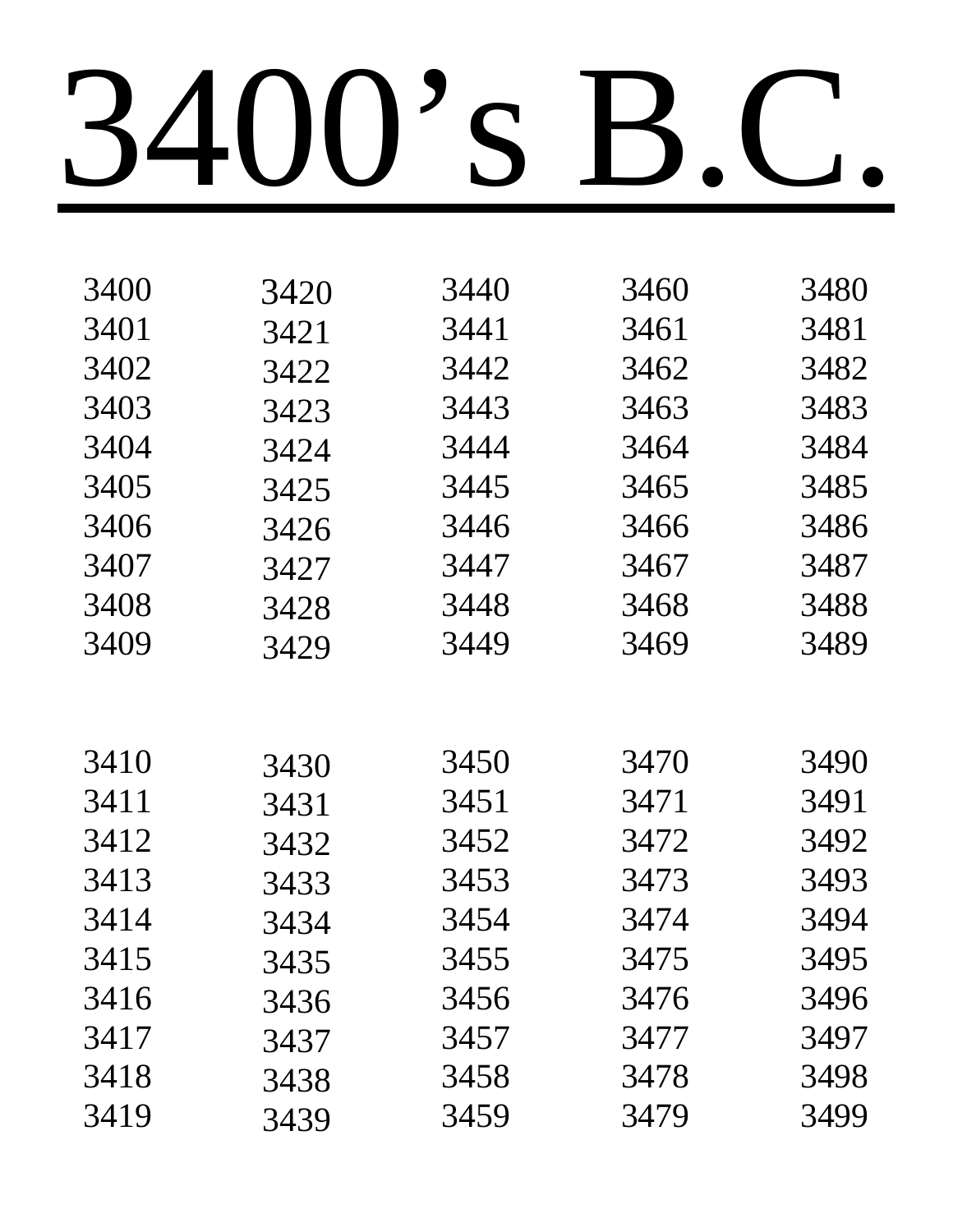# 3400’s B.C.

3400
3401
3402
3403
3404
3405
3406
3407
3408
3409

3410
3411
3412
3413
3414
3415
3416
3417
3418
3419

3420
3421
3422
3423
3424
3425
3426
3427
3428
3429

3430
3431
3432
3433
3434
3435
3436
3437
3438
3439

3440
3441
3442
3443
3444
3445
3446
3447
3448
3449

3450
3451
3452
3453
3454
3455
3456
3457
3458
3459

3460
3461
3462
3463
3464
3465
3466
3467
3468
3469

3470
3471
3472
3473
3474
3475
3476
3477
3478
3479

3480
3481
3482
3483
3484
3485
3486
3487
3488
3489

3490
3491
3492
3493
3494
3495
3496
3497
3498
3499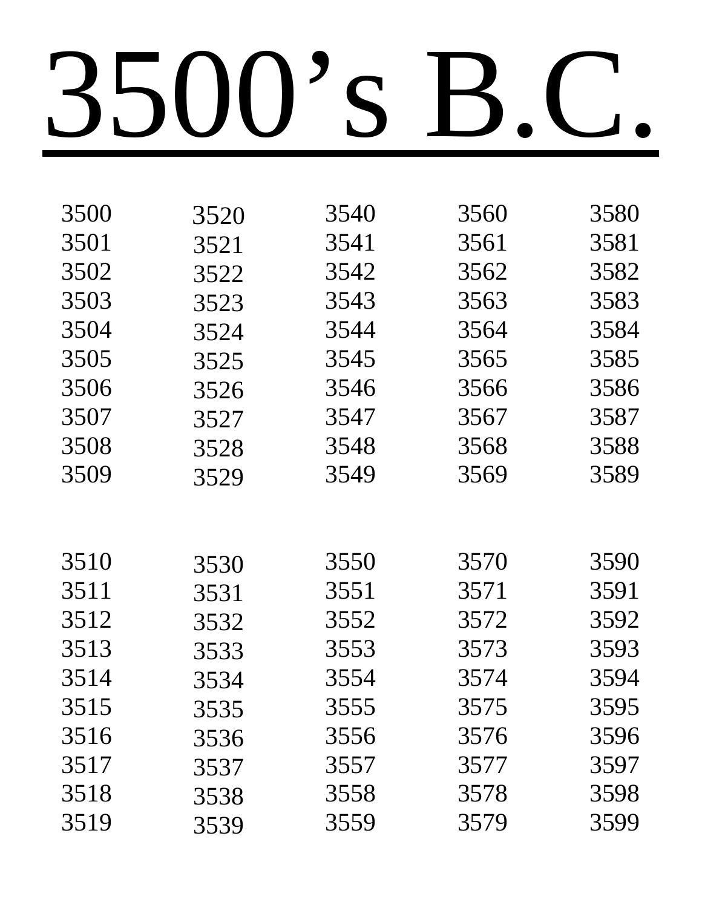# 3500’s B.C.

3500
3501
3502
3503
3504
3505
3506
3507
3508
3509

3510
3511
3512
3513
3514
3515
3516
3517
3518
3519

3520
3521
3522
3523
3524
3525
3526
3527
3528
3529

3530
3531
3532
3533
3534
3535
3536
3537
3538
3539

3540
3541
3542
3543
3544
3545
3546
3547
3548
3549

3550
3551
3552
3553
3554
3555
3556
3557
3558
3559

3560
3561
3562
3563
3564
3565
3566
3567
3568
3569

3570
3571
3572
3573
3574
3575
3576
3577
3578
3579

3580
3581
3582
3583
3584
3585
3586
3587
3588
3589

3590
3591
3592
3593
3594
3595
3596
3597
3598
3599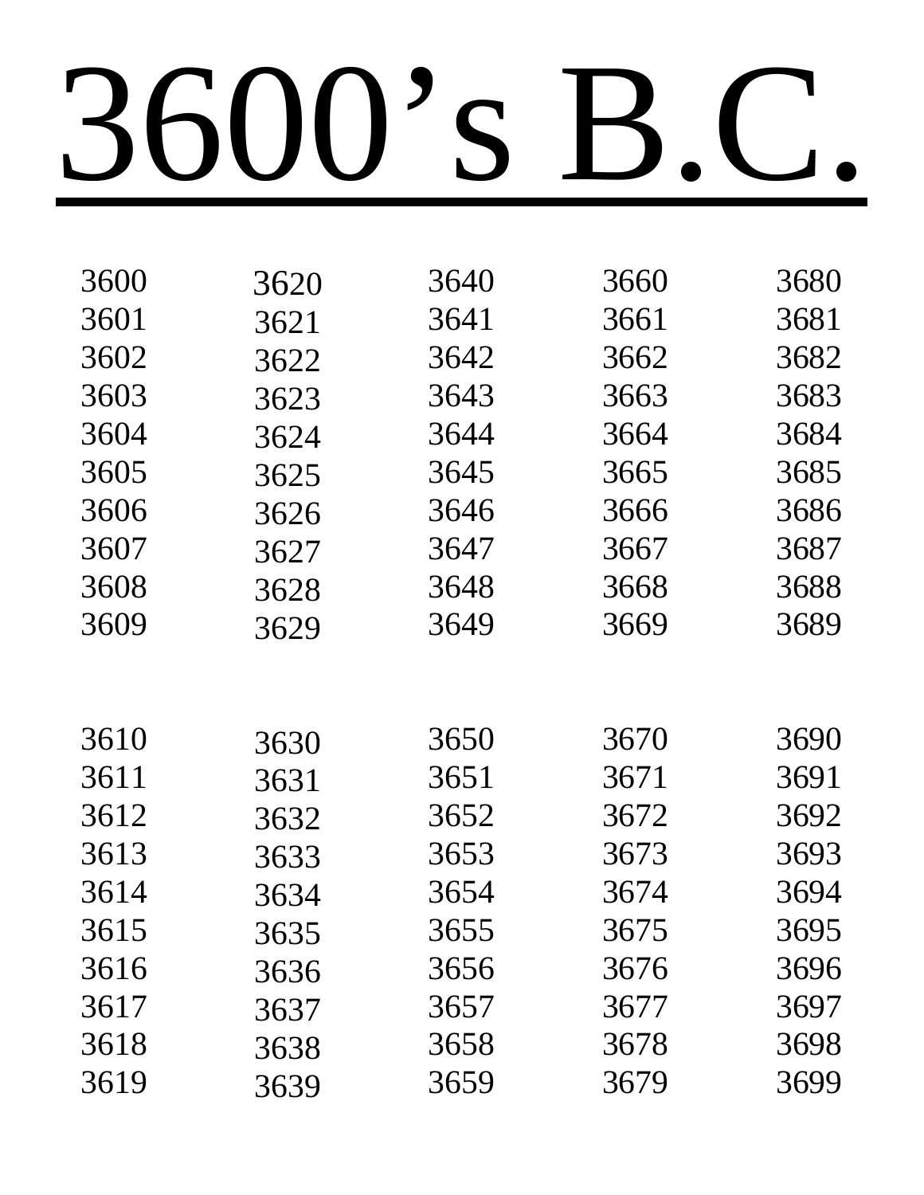# 3600's B.C.

3600
3601
3602
3603
3604
3605
3606
3607
3608
3609

3610
3611
3612
3613
3614
3615
3616
3617
3618
3619

3620
3621
3622
3623
3624
3625
3626
3627
3628
3629

3630
3631
3632
3633
3634
3635
3636
3637
3638
3639

3640
3641
3642
3643
3644
3645
3646
3647
3648
3649

3650
3651
3652
3653
3654
3655
3656
3657
3658
3659

3660
3661
3662
3663
3664
3665
3666
3667
3668
3669

3670
3671
3672
3673
3674
3675
3676
3677
3678
3679

3680
3681
3682
3683
3684
3685
3686
3687
3688
3689

3690
3691
3692
3693
3694
3695
3696
3697
3698
3699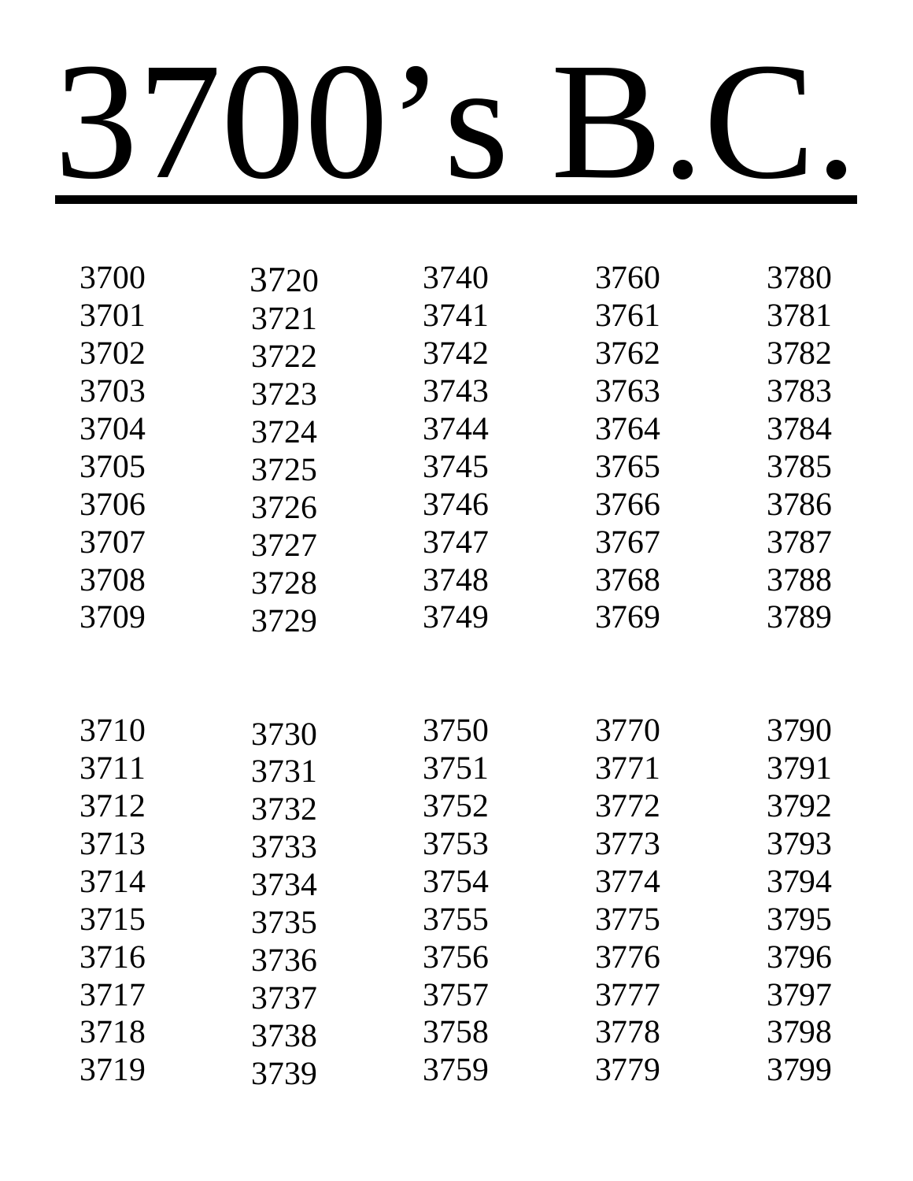# 3700’s B.C.

| | | | | |
|---|---|---|---|---|
| 3700 | 3720 | 3740 | 3760 | 3780 |
| 3701 | 3721 | 3741 | 3761 | 3781 |
| 3702 | 3722 | 3742 | 3762 | 3782 |
| 3703 | 3723 | 3743 | 3763 | 3783 |
| 3704 | 3724 | 3744 | 3764 | 3784 |
| 3705 | 3725 | 3745 | 3765 | 3785 |
| 3706 | 3726 | 3746 | 3766 | 3786 |
| 3707 | 3727 | 3747 | 3767 | 3787 |
| 3708 | 3728 | 3748 | 3768 | 3788 |
| 3709 | 3729 | 3749 | 3769 | 3789 |
| | | | | |
| 3710 | 3730 | 3750 | 3770 | 3790 |
| 3711 | 3731 | 3751 | 3771 | 3791 |
| 3712 | 3732 | 3752 | 3772 | 3792 |
| 3713 | 3733 | 3753 | 3773 | 3793 |
| 3714 | 3734 | 3754 | 3774 | 3794 |
| 3715 | 3735 | 3755 | 3775 | 3795 |
| 3716 | 3736 | 3756 | 3776 | 3796 |
| 3717 | 3737 | 3757 | 3777 | 3797 |
| 3718 | 3738 | 3758 | 3778 | 3798 |
| 3719 | 3739 | 3759 | 3779 | 3799 |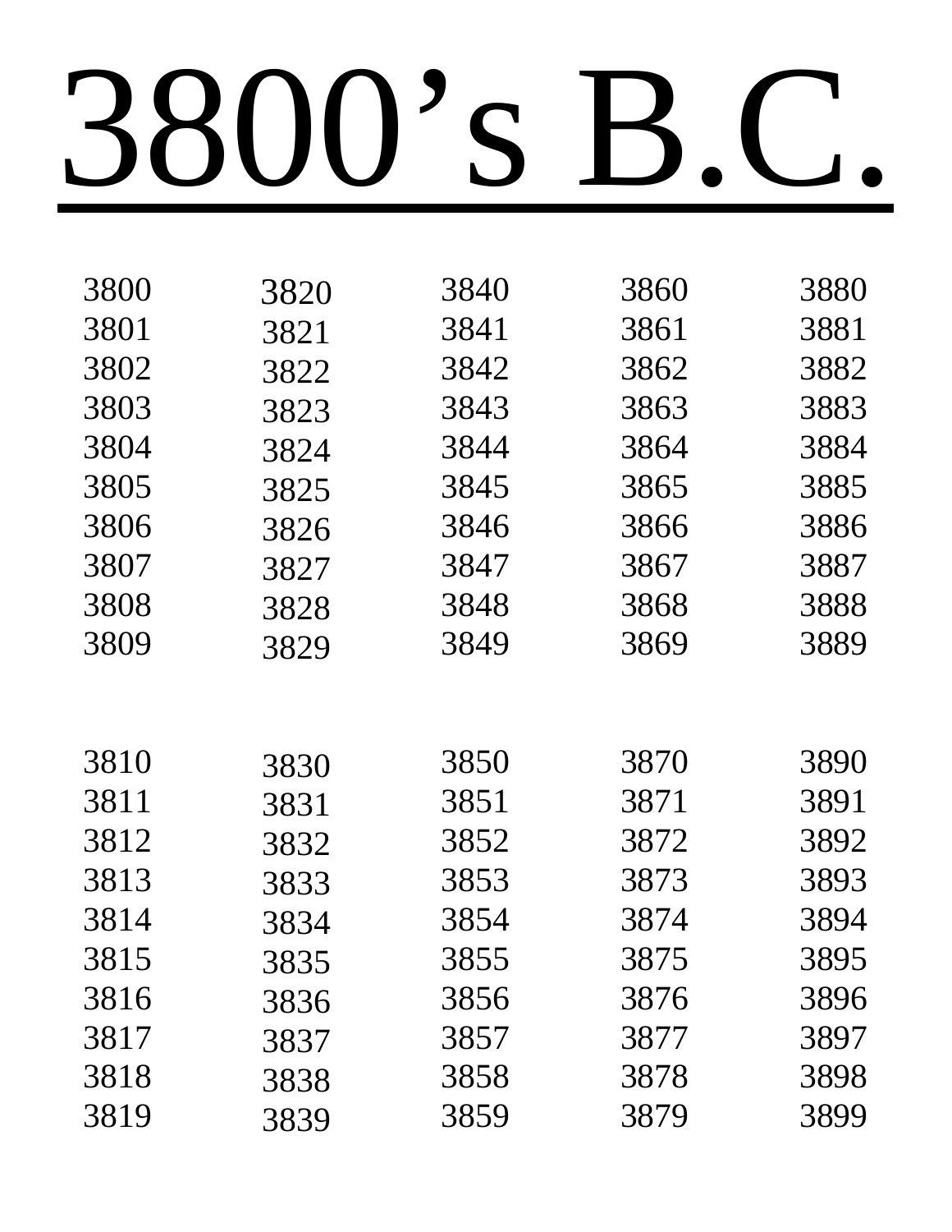# 3800’s B.C.

3800
3801
3802
3803
3804
3805
3806
3807
3808
3809

3810
3811
3812
3813
3814
3815
3816
3817
3818
3819

3820
3821
3822
3823
3824
3825
3826
3827
3828
3829

3830
3831
3832
3833
3834
3835
3836
3837
3838
3839

3840
3841
3842
3843
3844
3845
3846
3847
3848
3849

3850
3851
3852
3853
3854
3855
3856
3857
3858
3859

3860
3861
3862
3863
3864
3865
3866
3867
3868
3869

3870
3871
3872
3873
3874
3875
3876
3877
3878
3879

3880
3881
3882
3883
3884
3885
3886
3887
3888
3889

3890
3891
3892
3893
3894
3895
3896
3897
3898
3899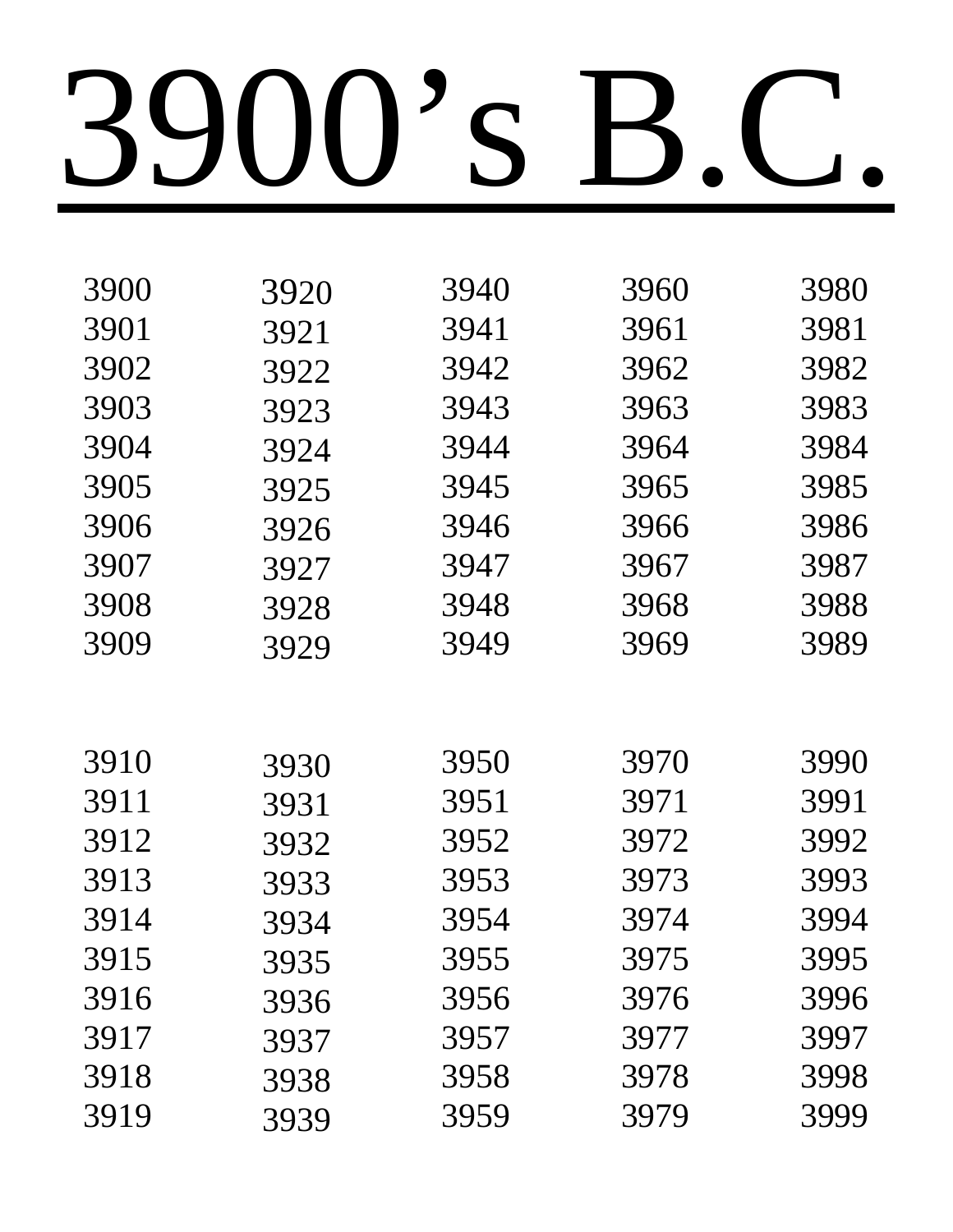# 3900's B.C.

3900
3901
3902
3903
3904
3905
3906
3907
3908
3909

3920
3921
3922
3923
3924
3925
3926
3927
3928
3929

3940
3941
3942
3943
3944
3945
3946
3947
3948
3949

3960
3961
3962
3963
3964
3965
3966
3967
3968
3969

3980
3981
3982
3983
3984
3985
3986
3987
3988
3989

3910
3911
3912
3913
3914
3915
3916
3917
3918
3919

3930
3931
3932
3933
3934
3935
3936
3937
3938
3939

3950
3951
3952
3953
3954
3955
3956
3957
3958
3959

3970
3971
3972
3973
3974
3975
3976
3977
3978
3979

3990
3991
3992
3993
3994
3995
3996
3997
3998
3999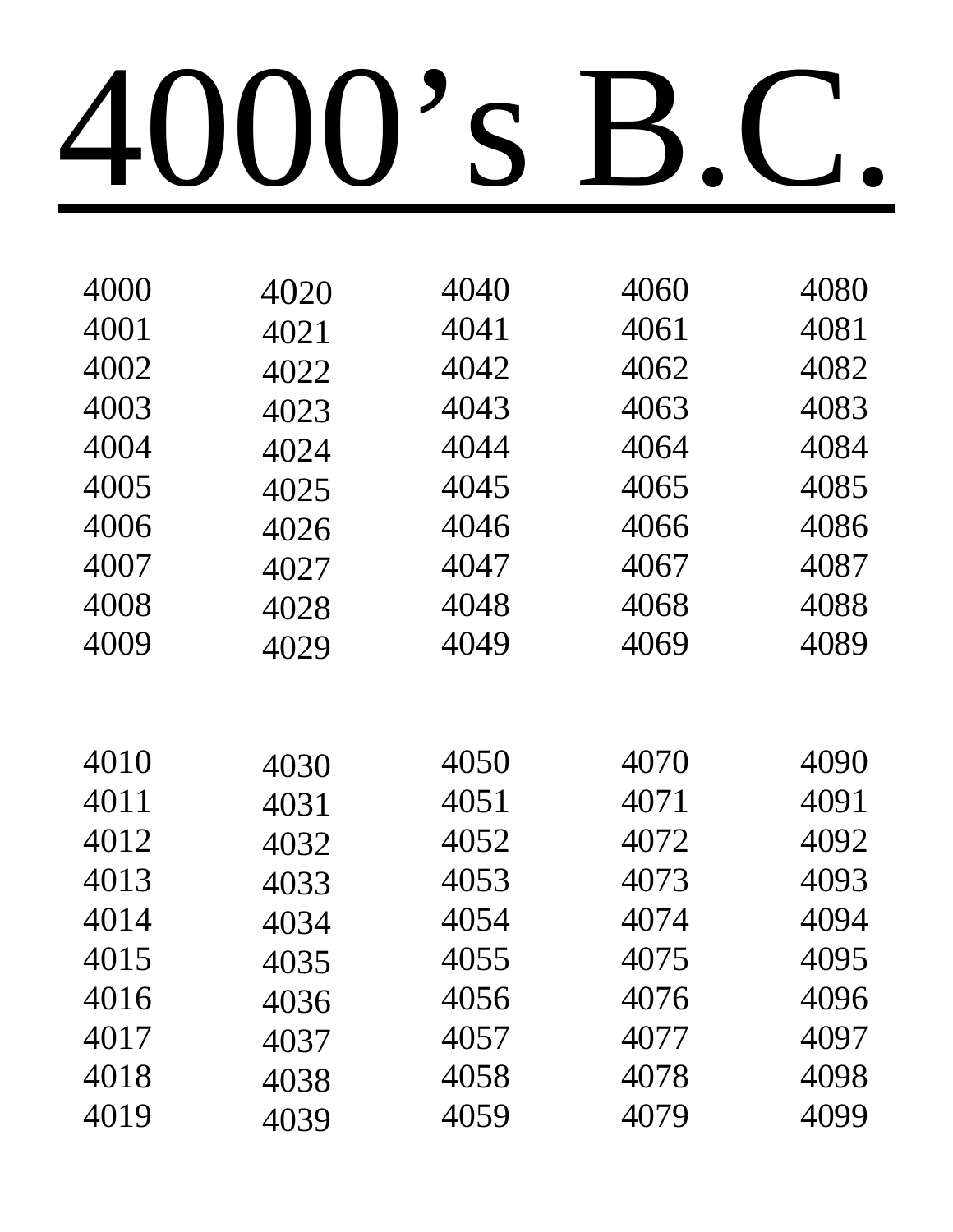# 4000's B.C.

4000
4001
4002
4003
4004
4005
4006
4007
4008
4009

4010
4011
4012
4013
4014
4015
4016
4017
4018
4019

4020
4021
4022
4023
4024
4025
4026
4027
4028
4029

4030
4031
4032
4033
4034
4035
4036
4037
4038
4039

4040
4041
4042
4043
4044
4045
4046
4047
4048
4049

4050
4051
4052
4053
4054
4055
4056
4057
4058
4059

4060
4061
4062
4063
4064
4065
4066
4067
4068
4069

4070
4071
4072
4073
4074
4075
4076
4077
4078
4079

4080
4081
4082
4083
4084
4085
4086
4087
4088
4089

4090
4091
4092
4093
4094
4095
4096
4097
4098
4099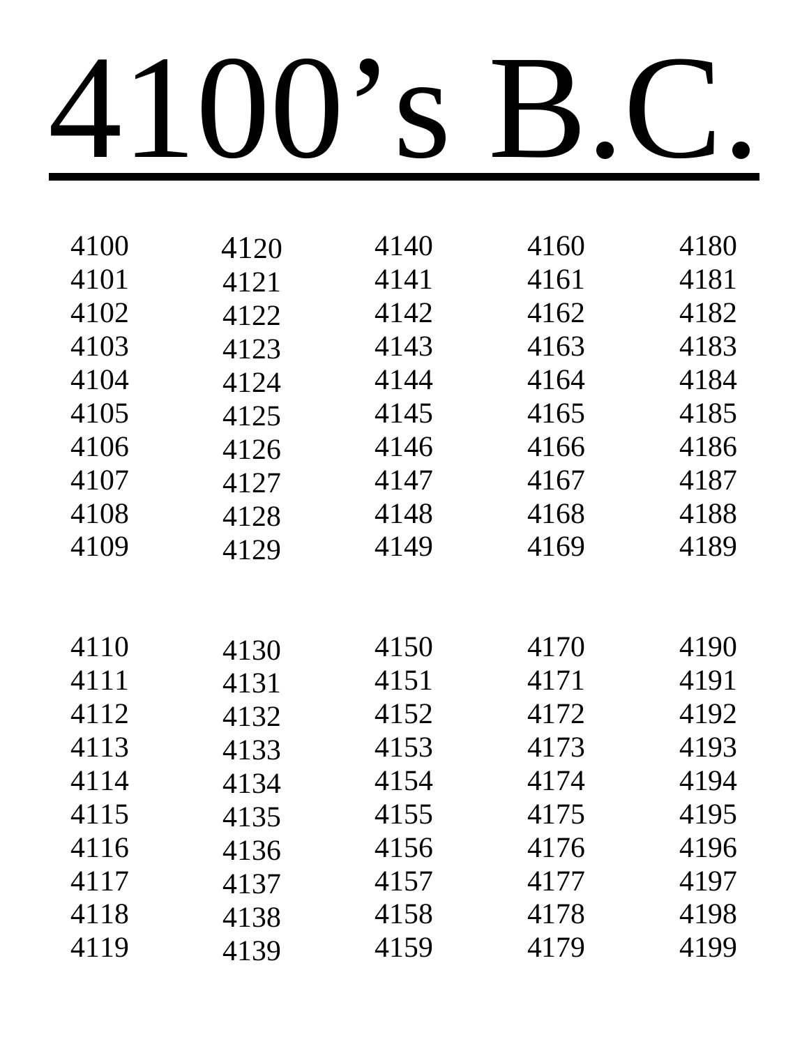# 4100’s B.C.

4100
4101
4102
4103
4104
4105
4106
4107
4108
4109

4110
4111
4112
4113
4114
4115
4116
4117
4118
4119

4120
4121
4122
4123
4124
4125
4126
4127
4128
4129

4130
4131
4132
4133
4134
4135
4136
4137
4138
4139

4140
4141
4142
4143
4144
4145
4146
4147
4148
4149

4150
4151
4152
4153
4154
4155
4156
4157
4158
4159

4160
4161
4162
4163
4164
4165
4166
4167
4168
4169

4170
4171
4172
4173
4174
4175
4176
4177
4178
4179

4180
4181
4182
4183
4184
4185
4186
4187
4188
4189

4190
4191
4192
4193
4194
4195
4196
4197
4198
4199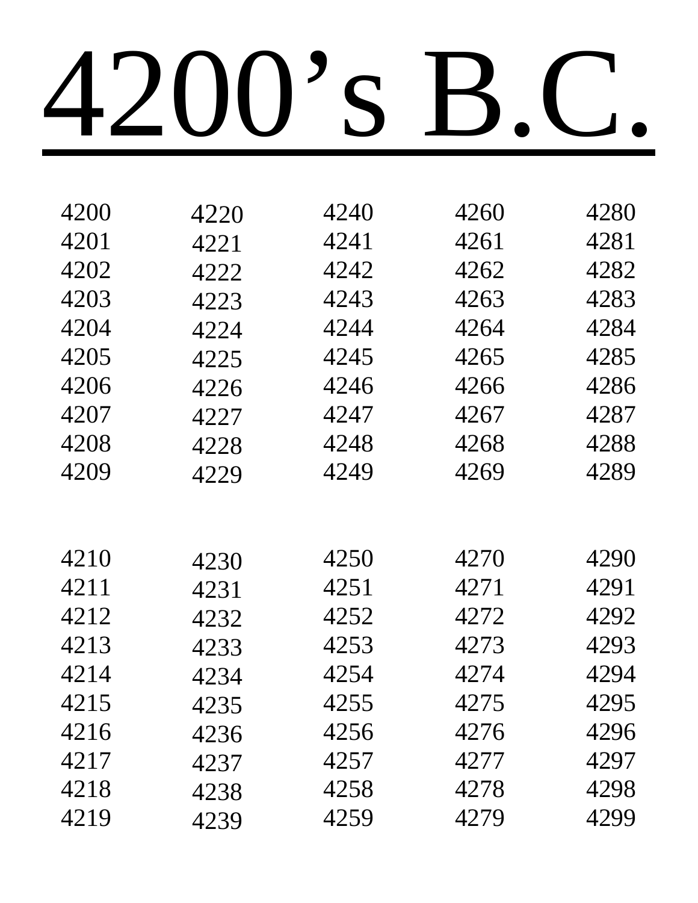# 4200's B.C.

4200
4201
4202
4203
4204
4205
4206
4207
4208
4209

4210
4211
4212
4213
4214
4215
4216
4217
4218
4219

4220
4221
4222
4223
4224
4225
4226
4227
4228
4229

4230
4231
4232
4233
4234
4235
4236
4237
4238
4239

4240
4241
4242
4243
4244
4245
4246
4247
4248
4249

4250
4251
4252
4253
4254
4255
4256
4257
4258
4259

4260
4261
4262
4263
4264
4265
4266
4267
4268
4269

4270
4271
4272
4273
4274
4275
4276
4277
4278
4279

4280
4281
4282
4283
4284
4285
4286
4287
4288
4289

4290
4291
4292
4293
4294
4295
4296
4297
4298
4299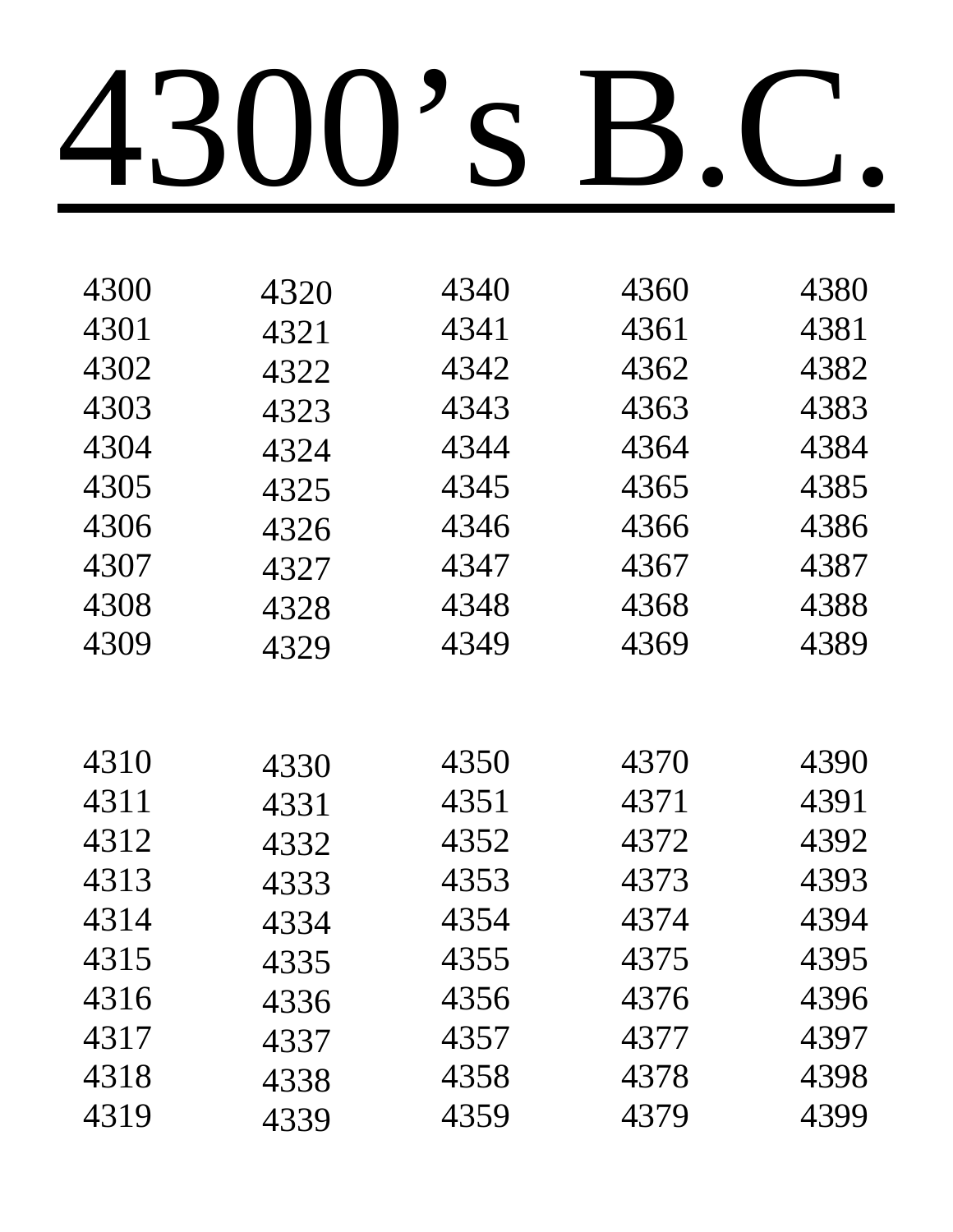# 4300’s B.C.

4300
4301
4302
4303
4304
4305
4306
4307
4308
4309

4310
4311
4312
4313
4314
4315
4316
4317
4318
4319

4320
4321
4322
4323
4324
4325
4326
4327
4328
4329

4330
4331
4332
4333
4334
4335
4336
4337
4338
4339

4340
4341
4342
4343
4344
4345
4346
4347
4348
4349

4350
4351
4352
4353
4354
4355
4356
4357
4358
4359

4360
4361
4362
4363
4364
4365
4366
4367
4368
4369

4370
4371
4372
4373
4374
4375
4376
4377
4378
4379

4380
4381
4382
4383
4384
4385
4386
4387
4388
4389

4390
4391
4392
4393
4394
4395
4396
4397
4398
4399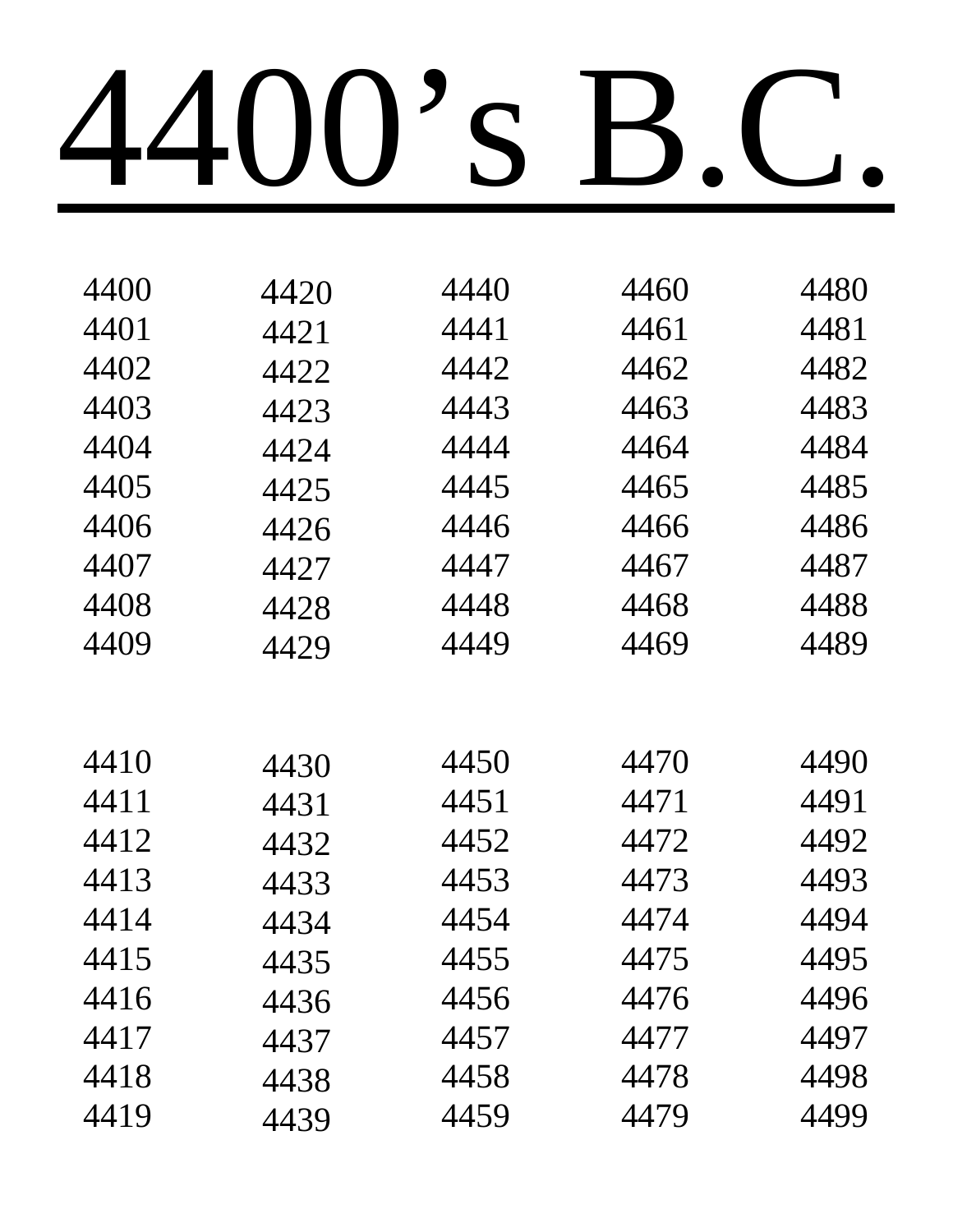# 4400's B.C.

| | | | | |
|---|---|---|---|---|
| 4400 | 4420 | 4440 | 4460 | 4480 |
| 4401 | 4421 | 4441 | 4461 | 4481 |
| 4402 | 4422 | 4442 | 4462 | 4482 |
| 4403 | 4423 | 4443 | 4463 | 4483 |
| 4404 | 4424 | 4444 | 4464 | 4484 |
| 4405 | 4425 | 4445 | 4465 | 4485 |
| 4406 | 4426 | 4446 | 4466 | 4486 |
| 4407 | 4427 | 4447 | 4467 | 4487 |
| 4408 | 4428 | 4448 | 4468 | 4488 |
| 4409 | 4429 | 4449 | 4469 | 4489 |
| | | | | |
| 4410 | 4430 | 4450 | 4470 | 4490 |
| 4411 | 4431 | 4451 | 4471 | 4491 |
| 4412 | 4432 | 4452 | 4472 | 4492 |
| 4413 | 4433 | 4453 | 4473 | 4493 |
| 4414 | 4434 | 4454 | 4474 | 4494 |
| 4415 | 4435 | 4455 | 4475 | 4495 |
| 4416 | 4436 | 4456 | 4476 | 4496 |
| 4417 | 4437 | 4457 | 4477 | 4497 |
| 4418 | 4438 | 4458 | 4478 | 4498 |
| 4419 | 4439 | 4459 | 4479 | 4499 |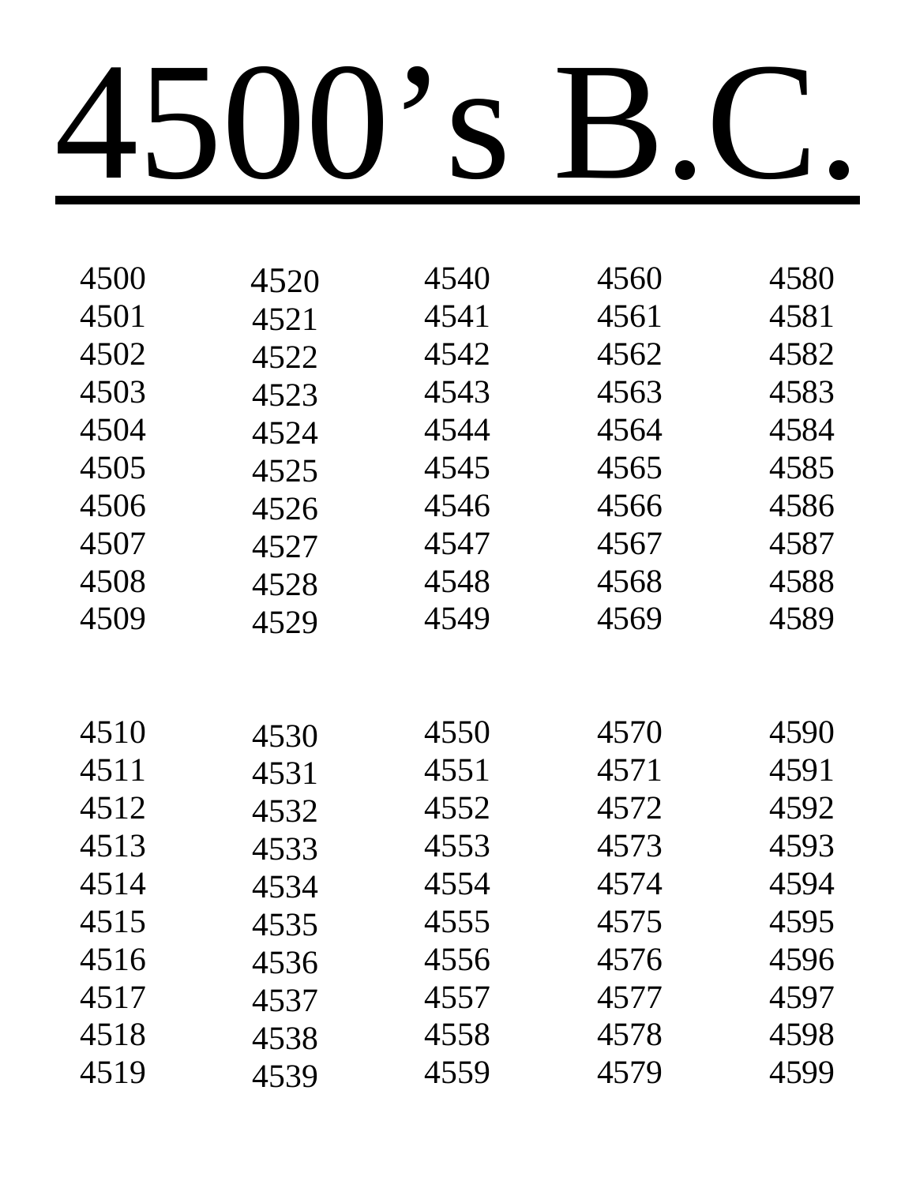# 4500's B.C.

4500
4501
4502
4503
4504
4505
4506
4507
4508
4509

4510
4511
4512
4513
4514
4515
4516
4517
4518
4519

4520
4521
4522
4523
4524
4525
4526
4527
4528
4529

4530
4531
4532
4533
4534
4535
4536
4537
4538
4539

4540
4541
4542
4543
4544
4545
4546
4547
4548
4549

4550
4551
4552
4553
4554
4555
4556
4557
4558
4559

4560
4561
4562
4563
4564
4565
4566
4567
4568
4569

4570
4571
4572
4573
4574
4575
4576
4577
4578
4579

4580
4581
4582
4583
4584
4585
4586
4587
4588
4589

4590
4591
4592
4593
4594
4595
4596
4597
4598
4599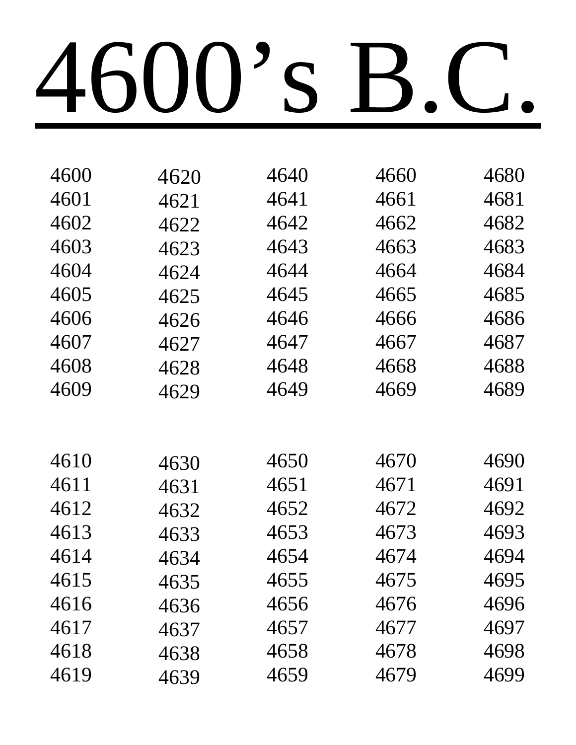# 4600’s B.C.

4600
4601
4602
4603
4604
4605
4606
4607
4608
4609

4610
4611
4612
4613
4614
4615
4616
4617
4618
4619

4620
4621
4622
4623
4624
4625
4626
4627
4628
4629

4630
4631
4632
4633
4634
4635
4636
4637
4638
4639

4640
4641
4642
4643
4644
4645
4646
4647
4648
4649

4650
4651
4652
4653
4654
4655
4656
4657
4658
4659

4660
4661
4662
4663
4664
4665
4666
4667
4668
4669

4670
4671
4672
4673
4674
4675
4676
4677
4678
4679

4680
4681
4682
4683
4684
4685
4686
4687
4688
4689

4690
4691
4692
4693
4694
4695
4696
4697
4698
4699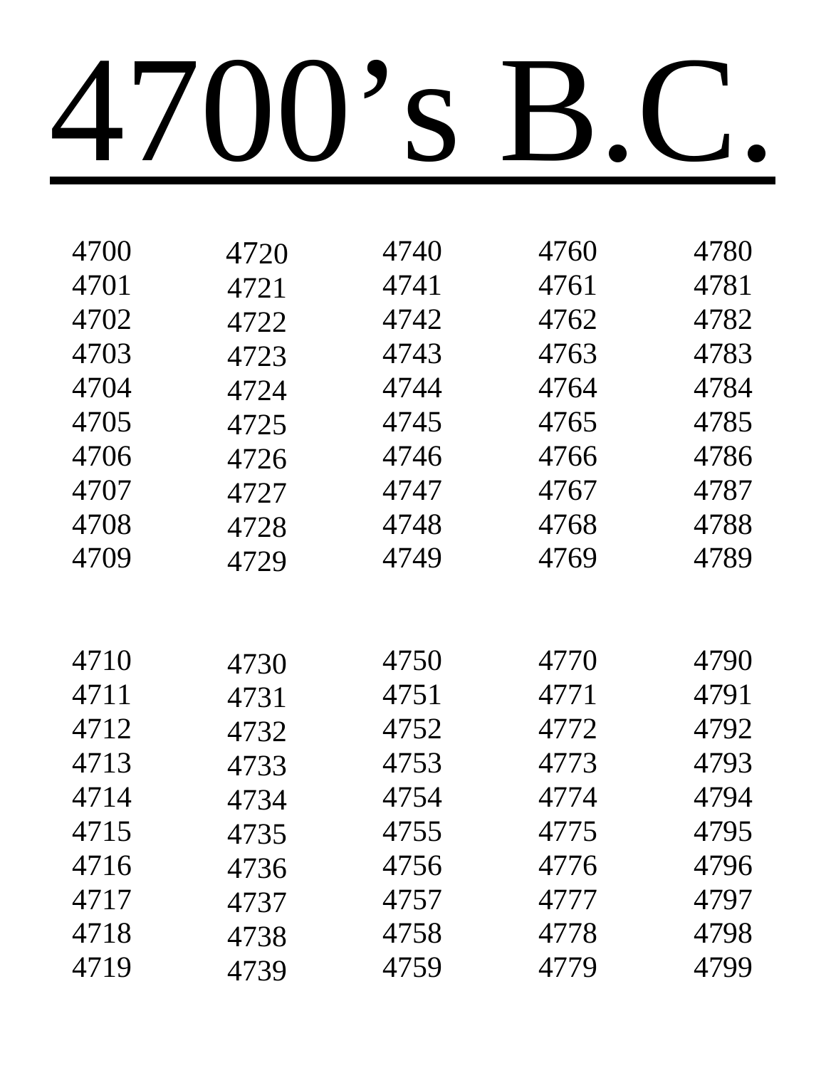# 4700's B.C.

4700
4701
4702
4703
4704
4705
4706
4707
4708
4709

4710
4711
4712
4713
4714
4715
4716
4717
4718
4719

4720
4721
4722
4723
4724
4725
4726
4727
4728
4729

4730
4731
4732
4733
4734
4735
4736
4737
4738
4739

4740
4741
4742
4743
4744
4745
4746
4747
4748
4749

4750
4751
4752
4753
4754
4755
4756
4757
4758
4759

4760
4761
4762
4763
4764
4765
4766
4767
4768
4769

4770
4771
4772
4773
4774
4775
4776
4777
4778
4779

4780
4781
4782
4783
4784
4785
4786
4787
4788
4789

4790
4791
4792
4793
4794
4795
4796
4797
4798
4799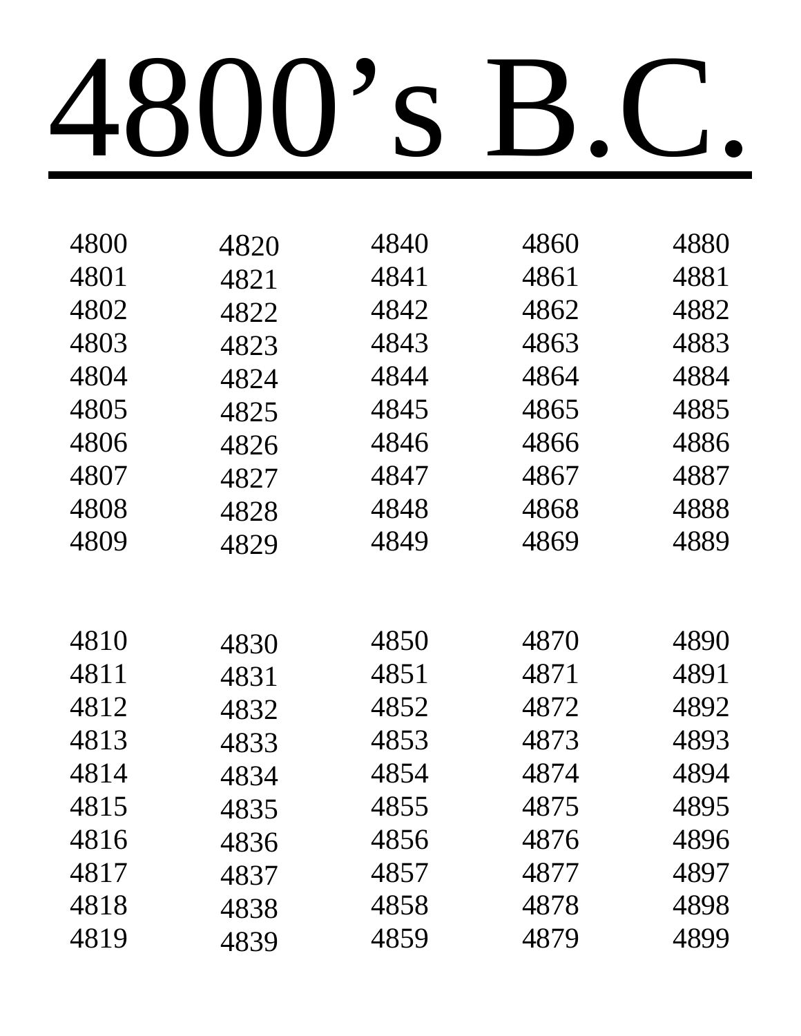# 4800’s B.C.

| | | | | |
|---|---|---|---|---|
| 4800 | 4820 | 4840 | 4860 | 4880 |
| 4801 | 4821 | 4841 | 4861 | 4881 |
| 4802 | 4822 | 4842 | 4862 | 4882 |
| 4803 | 4823 | 4843 | 4863 | 4883 |
| 4804 | 4824 | 4844 | 4864 | 4884 |
| 4805 | 4825 | 4845 | 4865 | 4885 |
| 4806 | 4826 | 4846 | 4866 | 4886 |
| 4807 | 4827 | 4847 | 4867 | 4887 |
| 4808 | 4828 | 4848 | 4868 | 4888 |
| 4809 | 4829 | 4849 | 4869 | 4889 |
| | | | | |
| 4810 | 4830 | 4850 | 4870 | 4890 |
| 4811 | 4831 | 4851 | 4871 | 4891 |
| 4812 | 4832 | 4852 | 4872 | 4892 |
| 4813 | 4833 | 4853 | 4873 | 4893 |
| 4814 | 4834 | 4854 | 4874 | 4894 |
| 4815 | 4835 | 4855 | 4875 | 4895 |
| 4816 | 4836 | 4856 | 4876 | 4896 |
| 4817 | 4837 | 4857 | 4877 | 4897 |
| 4818 | 4838 | 4858 | 4878 | 4898 |
| 4819 | 4839 | 4859 | 4879 | 4899 |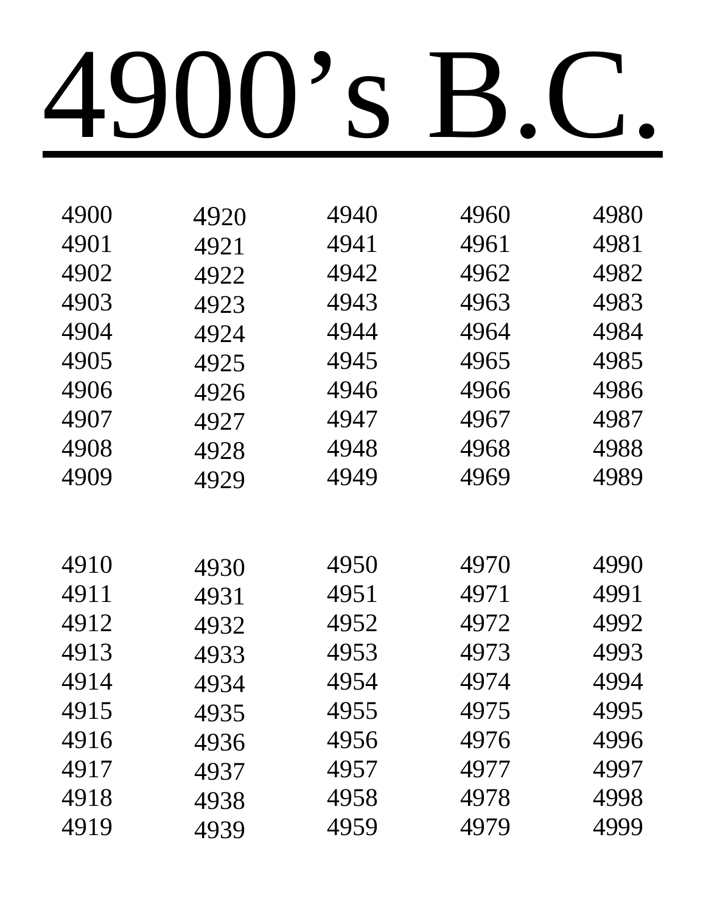# 4900's B.C.

| | | | | |
|---|---|---|---|---|
| 4900 | 4920 | 4940 | 4960 | 4980 |
| 4901 | 4921 | 4941 | 4961 | 4981 |
| 4902 | 4922 | 4942 | 4962 | 4982 |
| 4903 | 4923 | 4943 | 4963 | 4983 |
| 4904 | 4924 | 4944 | 4964 | 4984 |
| 4905 | 4925 | 4945 | 4965 | 4985 |
| 4906 | 4926 | 4946 | 4966 | 4986 |
| 4907 | 4927 | 4947 | 4967 | 4987 |
| 4908 | 4928 | 4948 | 4968 | 4988 |
| 4909 | 4929 | 4949 | 4969 | 4989 |
| | | | | |
| 4910 | 4930 | 4950 | 4970 | 4990 |
| 4911 | 4931 | 4951 | 4971 | 4991 |
| 4912 | 4932 | 4952 | 4972 | 4992 |
| 4913 | 4933 | 4953 | 4973 | 4993 |
| 4914 | 4934 | 4954 | 4974 | 4994 |
| 4915 | 4935 | 4955 | 4975 | 4995 |
| 4916 | 4936 | 4956 | 4976 | 4996 |
| 4917 | 4937 | 4957 | 4977 | 4997 |
| 4918 | 4938 | 4958 | 4978 | 4998 |
| 4919 | 4939 | 4959 | 4979 | 4999 |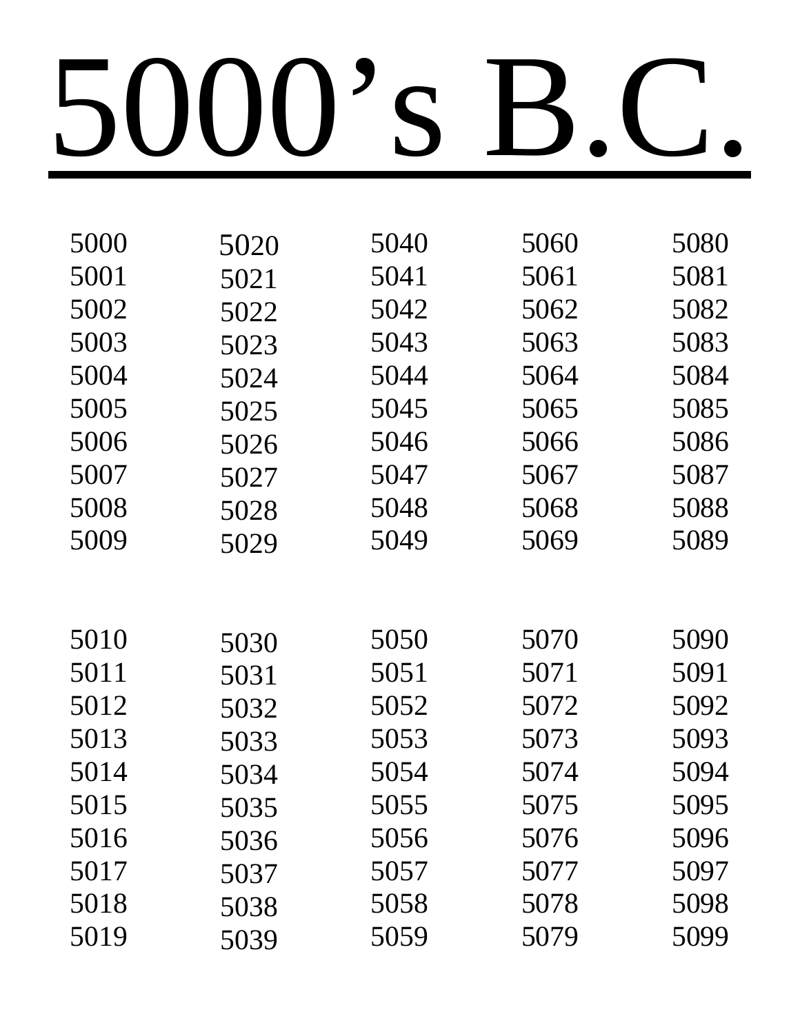# 5000's B.C.

5000
5001
5002
5003
5004
5005
5006
5007
5008
5009

5010
5011
5012
5013
5014
5015
5016
5017
5018
5019

5020
5021
5022
5023
5024
5025
5026
5027
5028
5029

5030
5031
5032
5033
5034
5035
5036
5037
5038
5039

5040
5041
5042
5043
5044
5045
5046
5047
5048
5049

5050
5051
5052
5053
5054
5055
5056
5057
5058
5059

5060
5061
5062
5063
5064
5065
5066
5067
5068
5069

5070
5071
5072
5073
5074
5075
5076
5077
5078
5079

5080
5081
5082
5083
5084
5085
5086
5087
5088
5089

5090
5091
5092
5093
5094
5095
5096
5097
5098
5099